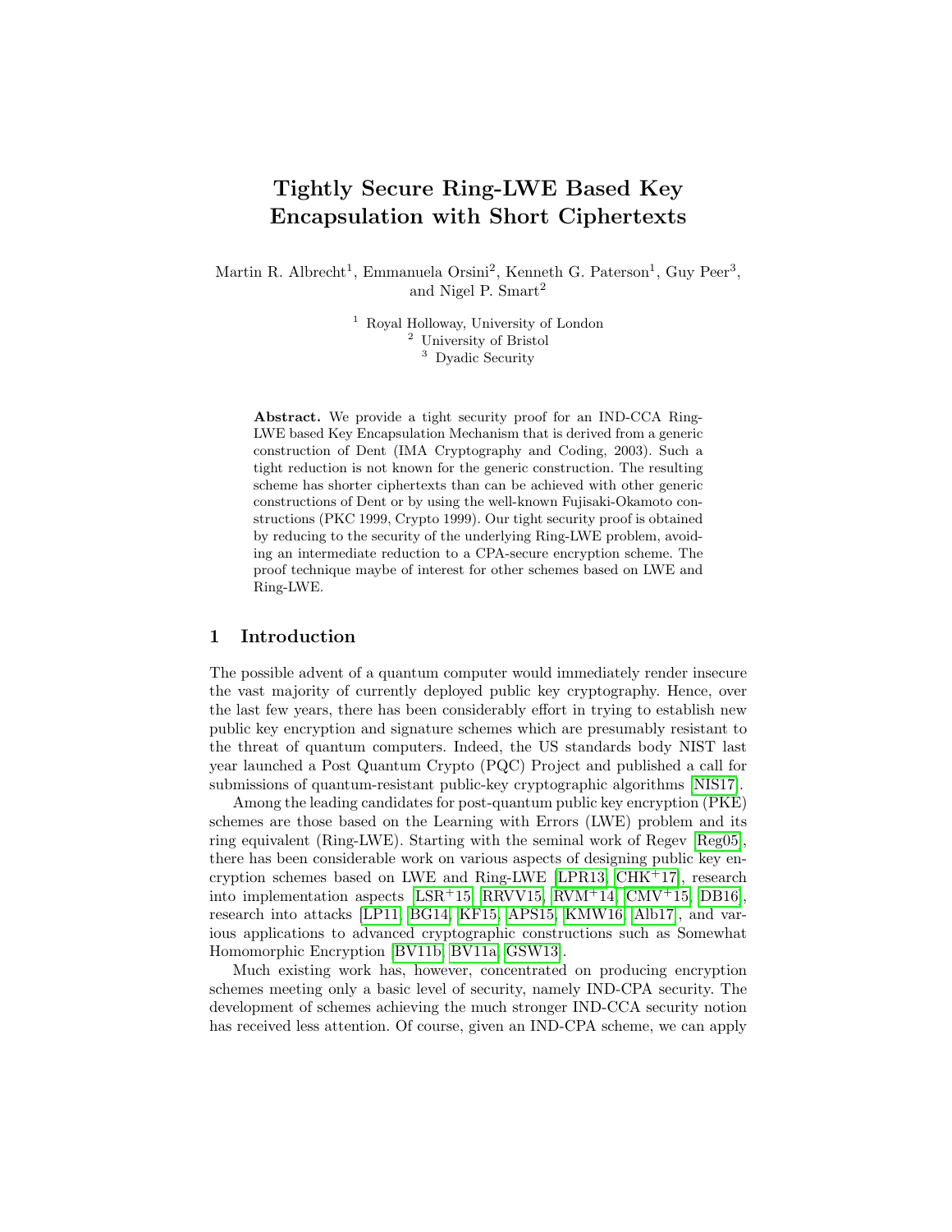# Tightly Secure Ring-LWE Based Key Encapsulation with Short Ciphertexts

Martin R. Albrecht[1], Emmanuela Orsini[2], Kenneth G. Paterson[1], Guy Peer[3], and Nigel P. Smart[2]

[1] Royal Holloway, University of London
[2] University of Bristol
[3] Dyadic Security

**Abstract.** We provide a tight security proof for an IND-CCA Ring-LWE based Key Encapsulation Mechanism that is derived from a generic construction of Dent (IMA Cryptography and Coding, 2003). Such a tight reduction is not known for the generic construction. The resulting scheme has shorter ciphertexts than can be achieved with other generic constructions of Dent or by using the well-known Fujisaki-Okamoto constructions (PKC 1999, Crypto 1999). Our tight security proof is obtained by reducing to the security of the underlying Ring-LWE problem, avoiding an intermediate reduction to a CPA-secure encryption scheme. The proof technique maybe of interest for other schemes based on LWE and Ring-LWE.

## 1 Introduction

The possible advent of a quantum computer would immediately render insecure the vast majority of currently deployed public key cryptography. Hence, over the last few years, there has been considerably effort in trying to establish new public key encryption and signature schemes which are presumably resistant to the threat of quantum computers. Indeed, the US standards body NIST last year launched a Post Quantum Crypto (PQC) Project and published a call for submissions of quantum-resistant public-key cryptographic algorithms [NIS17].

Among the leading candidates for post-quantum public key encryption (PKE) schemes are those based on the Learning with Errors (LWE) problem and its ring equivalent (Ring-LWE). Starting with the seminal work of Regev [Reg05], there has been considerable work on various aspects of designing public key encryption schemes based on LWE and Ring-LWE [LPR13, CHK+17], research into implementation aspects [LSR+15, RRVV15, RVM+14, CMV+15, DB16], research into attacks [LP11, BG14, KF15, APS15, KMW16, Alb17], and various applications to advanced cryptographic constructions such as Somewhat Homomorphic Encryption [BV11b, BV11a, GSW13].

Much existing work has, however, concentrated on producing encryption schemes meeting only a basic level of security, namely IND-CPA security. The development of schemes achieving the much stronger IND-CCA security notion has received less attention. Of course, given an IND-CPA scheme, we can apply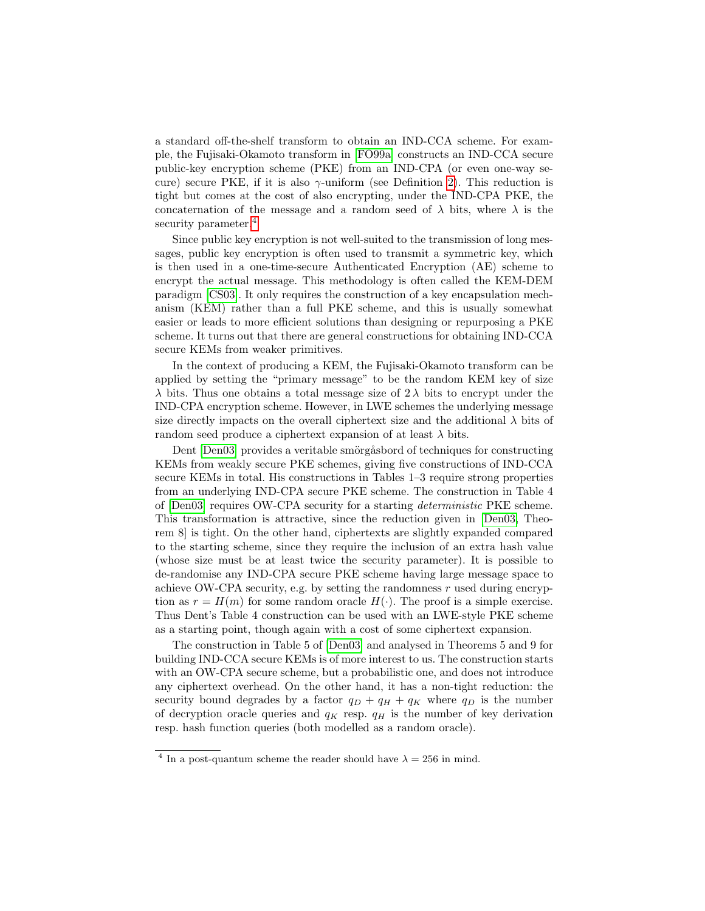a standard off-the-shelf transform to obtain an IND-CCA scheme. For example, the Fujisaki-Okamoto transform in [FO99a] constructs an IND-CCA secure public-key encryption scheme (PKE) from an IND-CPA (or even one-way secure) secure PKE, if it is also $\gamma$-uniform (see Definition 2). This reduction is tight but comes at the cost of also encrypting, under the IND-CPA PKE, the concaternation of the message and a random seed of $\lambda$ bits, where $\lambda$ is the security parameter.[4]

Since public key encryption is not well-suited to the transmission of long messages, public key encryption is often used to transmit a symmetric key, which is then used in a one-time-secure Authenticated Encryption (AE) scheme to encrypt the actual message. This methodology is often called the KEM-DEM paradigm [CS03]. It only requires the construction of a key encapsulation mechanism (KEM) rather than a full PKE scheme, and this is usually somewhat easier or leads to more efficient solutions than designing or repurposing a PKE scheme. It turns out that there are general constructions for obtaining IND-CCA secure KEMs from weaker primitives.

In the context of producing a KEM, the Fujisaki-Okamoto transform can be applied by setting the "primary message" to be the random KEM key of size $\lambda$ bits. Thus one obtains a total message size of $2\,\lambda$ bits to encrypt under the IND-CPA encryption scheme. However, in LWE schemes the underlying message size directly impacts on the overall ciphertext size and the additional $\lambda$ bits of random seed produce a ciphertext expansion of at least $\lambda$ bits.

Dent [Den03] provides a veritable smörgåsbord of techniques for constructing KEMs from weakly secure PKE schemes, giving five constructions of IND-CCA secure KEMs in total. His constructions in Tables 1–3 require strong properties from an underlying IND-CPA secure PKE scheme. The construction in Table 4 of [Den03] requires OW-CPA security for a starting *deterministic* PKE scheme. This transformation is attractive, since the reduction given in [Den03, Theorem 8] is tight. On the other hand, ciphertexts are slightly expanded compared to the starting scheme, since they require the inclusion of an extra hash value (whose size must be at least twice the security parameter). It is possible to de-randomise any IND-CPA secure PKE scheme having large message space to achieve OW-CPA security, e.g. by setting the randomness $r$ used during encryption as $r = H(m)$ for some random oracle $H(\cdot)$. The proof is a simple exercise. Thus Dent's Table 4 construction can be used with an LWE-style PKE scheme as a starting point, though again with a cost of some ciphertext expansion.

The construction in Table 5 of [Den03] and analysed in Theorems 5 and 9 for building IND-CCA secure KEMs is of more interest to us. The construction starts with an OW-CPA secure scheme, but a probabilistic one, and does not introduce any ciphertext overhead. On the other hand, it has a non-tight reduction: the security bound degrades by a factor $q_D + q_H + q_K$ where $q_D$ is the number of decryption oracle queries and $q_K$ resp. $q_H$ is the number of key derivation resp. hash function queries (both modelled as a random oracle).

[4] In a post-quantum scheme the reader should have $\lambda = 256$ in mind.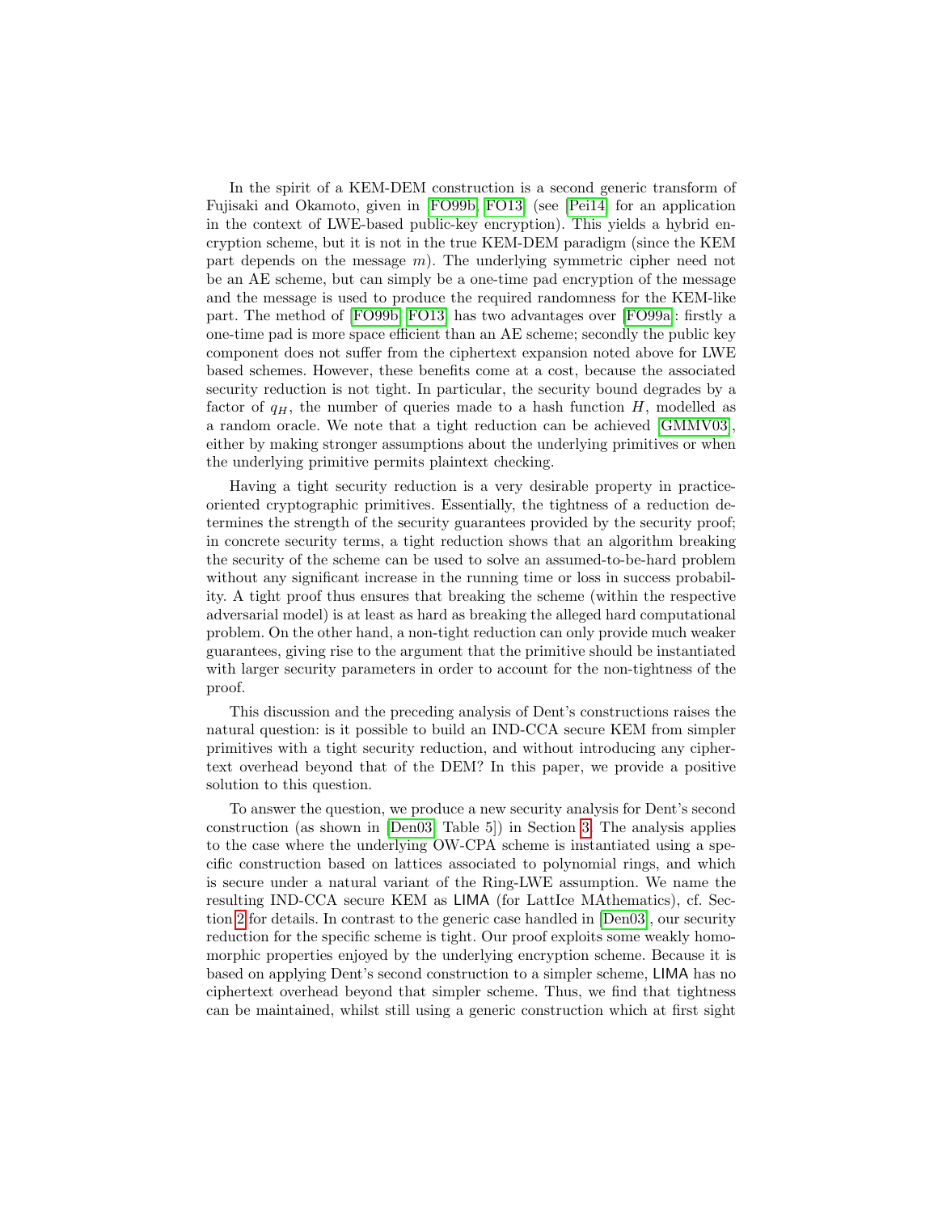In the spirit of a KEM-DEM construction is a second generic transform of Fujisaki and Okamoto, given in [FO99b, FO13] (see [Pei14] for an application in the context of LWE-based public-key encryption). This yields a hybrid encryption scheme, but it is not in the true KEM-DEM paradigm (since the KEM part depends on the message $m$). The underlying symmetric cipher need not be an AE scheme, but can simply be a one-time pad encryption of the message and the message is used to produce the required randomness for the KEM-like part. The method of [FO99b, FO13] has two advantages over [FO99a]: firstly a one-time pad is more space efficient than an AE scheme; secondly the public key component does not suffer from the ciphertext expansion noted above for LWE based schemes. However, these benefits come at a cost, because the associated security reduction is not tight. In particular, the security bound degrades by a factor of $q_H$, the number of queries made to a hash function $H$, modelled as a random oracle. We note that a tight reduction can be achieved [GMMV03], either by making stronger assumptions about the underlying primitives or when the underlying primitive permits plaintext checking.

Having a tight security reduction is a very desirable property in practice-oriented cryptographic primitives. Essentially, the tightness of a reduction determines the strength of the security guarantees provided by the security proof; in concrete security terms, a tight reduction shows that an algorithm breaking the security of the scheme can be used to solve an assumed-to-be-hard problem without any significant increase in the running time or loss in success probability. A tight proof thus ensures that breaking the scheme (within the respective adversarial model) is at least as hard as breaking the alleged hard computational problem. On the other hand, a non-tight reduction can only provide much weaker guarantees, giving rise to the argument that the primitive should be instantiated with larger security parameters in order to account for the non-tightness of the proof.

This discussion and the preceding analysis of Dent's constructions raises the natural question: is it possible to build an IND-CCA secure KEM from simpler primitives with a tight security reduction, and without introducing any ciphertext overhead beyond that of the DEM? In this paper, we provide a positive solution to this question.

To answer the question, we produce a new security analysis for Dent's second construction (as shown in [Den03, Table 5]) in Section 3. The analysis applies to the case where the underlying OW-CPA scheme is instantiated using a specific construction based on lattices associated to polynomial rings, and which is secure under a natural variant of the Ring-LWE assumption. We name the resulting IND-CCA secure KEM as LIMA (for LattIce MAthematics), cf. Section 2 for details. In contrast to the generic case handled in [Den03], our security reduction for the specific scheme is tight. Our proof exploits some weakly homomorphic properties enjoyed by the underlying encryption scheme. Because it is based on applying Dent's second construction to a simpler scheme, LIMA has no ciphertext overhead beyond that simpler scheme. Thus, we find that tightness can be maintained, whilst still using a generic construction which at first sight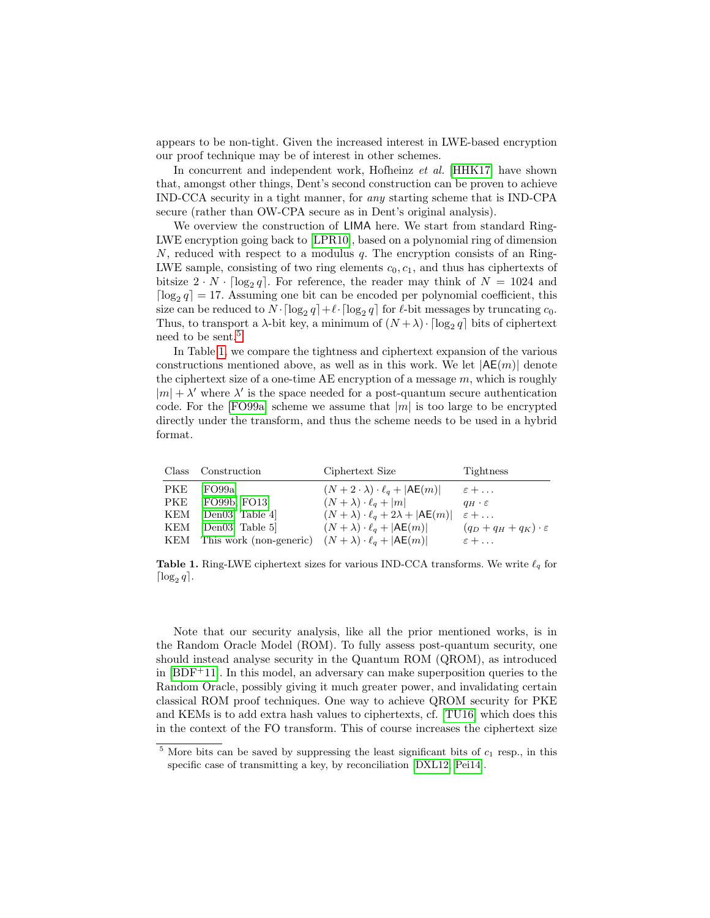appears to be non-tight. Given the increased interest in LWE-based encryption our proof technique may be of interest in other schemes.

In concurrent and independent work, Hofheinz *et al.* [HHK17] have shown that, amongst other things, Dent's second construction can be proven to achieve IND-CCA security in a tight manner, for *any* starting scheme that is IND-CPA secure (rather than OW-CPA secure as in Dent's original analysis).

We overview the construction of LIMA here. We start from standard Ring-LWE encryption going back to [LPR10], based on a polynomial ring of dimension $N$, reduced with respect to a modulus $q$. The encryption consists of an Ring-LWE sample, consisting of two ring elements $c_0, c_1$, and thus has ciphertexts of bitsize $2 \cdot N \cdot \lceil \log_2 q \rceil$. For reference, the reader may think of $N = 1024$ and $\lceil \log_2 q \rceil = 17$. Assuming one bit can be encoded per polynomial coefficient, this size can be reduced to $N \cdot \lceil \log_2 q \rceil + \ell \cdot \lceil \log_2 q \rceil$ for $\ell$-bit messages by truncating $c_0$. Thus, to transport a $\lambda$-bit key, a minimum of $(N + \lambda) \cdot \lceil \log_2 q \rceil$ bits of ciphertext need to be sent.[5]

In Table 1, we compare the tightness and ciphertext expansion of the various constructions mentioned above, as well as in this work. We let $|\mathsf{AE}(m)|$ denote the ciphertext size of a one-time AE encryption of a message $m$, which is roughly $|m| + \lambda'$ where $\lambda'$ is the space needed for a post-quantum secure authentication code. For the [FO99a] scheme we assume that $|m|$ is too large to be encrypted directly under the transform, and thus the scheme needs to be used in a hybrid format.

| Class | Construction | Ciphertext Size | Tightness |
|---|---|---|---|
| PKE | [FO99a] | $(N + 2 \cdot \lambda) \cdot \ell_q + \lvert\mathsf{AE}(m)\rvert$ | $\varepsilon + \ldots$ |
| PKE | [FO99b, FO13] | $(N + \lambda) \cdot \ell_q + \lvert m\rvert$ | $q_H \cdot \varepsilon$ |
| KEM | [Den03, Table 4] | $(N + \lambda) \cdot \ell_q + 2\lambda + \lvert\mathsf{AE}(m)\rvert$ | $\varepsilon + \ldots$ |
| KEM | [Den03, Table 5] | $(N + \lambda) \cdot \ell_q + \lvert\mathsf{AE}(m)\rvert$ | $(q_D + q_H + q_K) \cdot \varepsilon$ |
| KEM | This work (non-generic) | $(N + \lambda) \cdot \ell_q + \lvert\mathsf{AE}(m)\rvert$ | $\varepsilon + \ldots$ |

**Table 1.** Ring-LWE ciphertext sizes for various IND-CCA transforms. We write $\ell_q$ for $\lceil \log_2 q \rceil$.

Note that our security analysis, like all the prior mentioned works, is in the Random Oracle Model (ROM). To fully assess post-quantum security, one should instead analyse security in the Quantum ROM (QROM), as introduced in [BDF+11]. In this model, an adversary can make superposition queries to the Random Oracle, possibly giving it much greater power, and invalidating certain classical ROM proof techniques. One way to achieve QROM security for PKE and KEMs is to add extra hash values to ciphertexts, cf. [TU16] which does this in the context of the FO transform. This of course increases the ciphertext size

[5] More bits can be saved by suppressing the least significant bits of $c_1$ resp., in this specific case of transmitting a key, by reconciliation [DXL12, Pei14].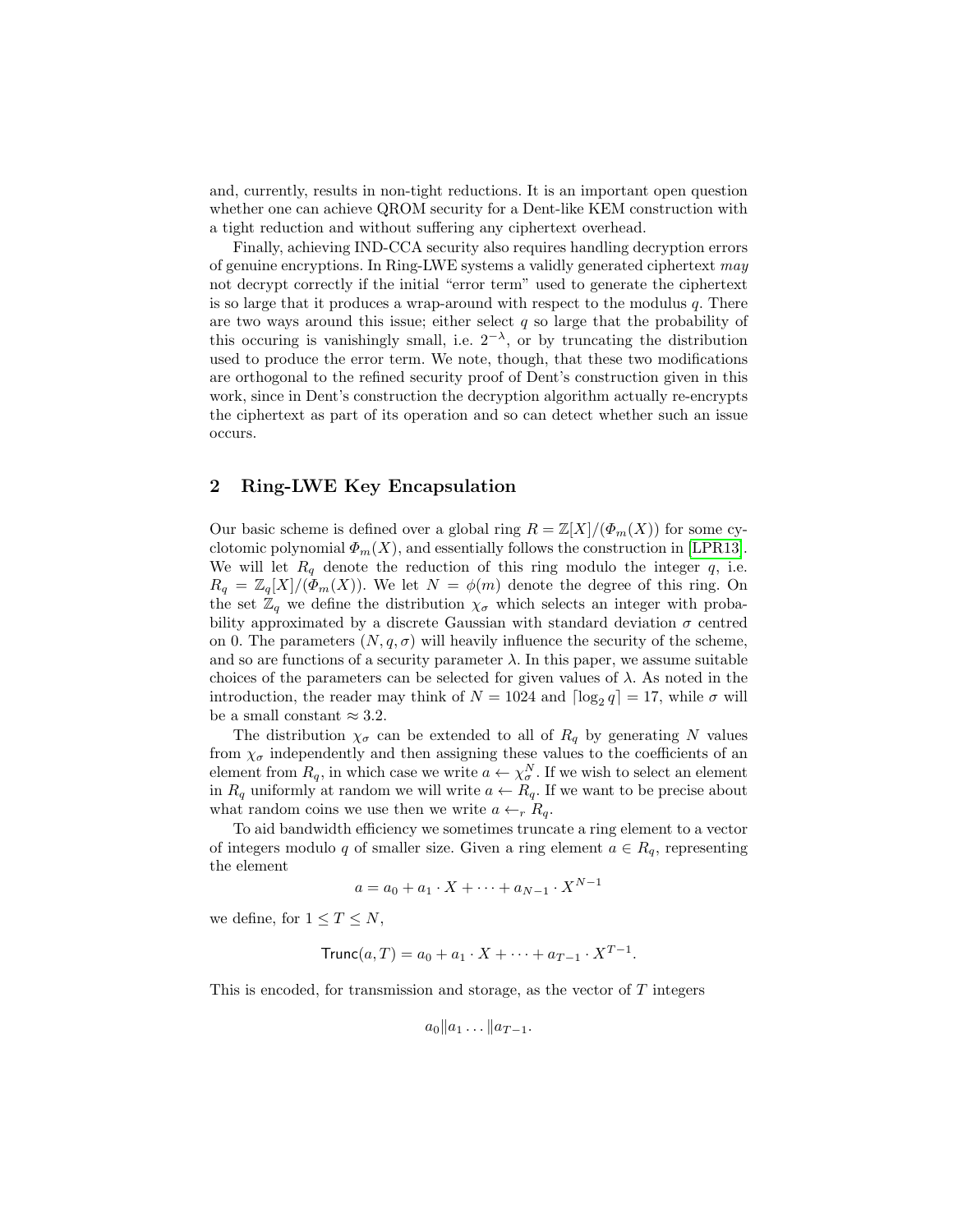and, currently, results in non-tight reductions. It is an important open question whether one can achieve QROM security for a Dent-like KEM construction with a tight reduction and without suffering any ciphertext overhead.

Finally, achieving IND-CCA security also requires handling decryption errors of genuine encryptions. In Ring-LWE systems a validly generated ciphertext *may* not decrypt correctly if the initial "error term" used to generate the ciphertext is so large that it produces a wrap-around with respect to the modulus $q$. There are two ways around this issue; either select $q$ so large that the probability of this occuring is vanishingly small, i.e. $2^{-\lambda}$, or by truncating the distribution used to produce the error term. We note, though, that these two modifications are orthogonal to the refined security proof of Dent's construction given in this work, since in Dent's construction the decryption algorithm actually re-encrypts the ciphertext as part of its operation and so can detect whether such an issue occurs.

## 2 Ring-LWE Key Encapsulation

Our basic scheme is defined over a global ring $R = \mathbb{Z}[X]/(\Phi_m(X))$ for some cyclotomic polynomial $\Phi_m(X)$, and essentially follows the construction in [LPR13]. We will let $R_q$ denote the reduction of this ring modulo the integer $q$, i.e. $R_q = \mathbb{Z}_q[X]/(\Phi_m(X))$. We let $N = \phi(m)$ denote the degree of this ring. On the set $\mathbb{Z}_q$ we define the distribution $\chi_\sigma$ which selects an integer with probability approximated by a discrete Gaussian with standard deviation $\sigma$ centred on 0. The parameters $(N, q, \sigma)$ will heavily influence the security of the scheme, and so are functions of a security parameter $\lambda$. In this paper, we assume suitable choices of the parameters can be selected for given values of $\lambda$. As noted in the introduction, the reader may think of $N = 1024$ and $\lceil \log_2 q \rceil = 17$, while $\sigma$ will be a small constant $\approx 3.2$.

The distribution $\chi_\sigma$ can be extended to all of $R_q$ by generating $N$ values from $\chi_\sigma$ independently and then assigning these values to the coefficients of an element from $R_q$, in which case we write $a \leftarrow \chi_\sigma^N$. If we wish to select an element in $R_q$ uniformly at random we will write $a \leftarrow R_q$. If we want to be precise about what random coins we use then we write $a \leftarrow_r R_q$.

To aid bandwidth efficiency we sometimes truncate a ring element to a vector of integers modulo $q$ of smaller size. Given a ring element $a \in R_q$, representing the element

$$a = a_0 + a_1 \cdot X + \cdots + a_{N-1} \cdot X^{N-1}$$

we define, for $1 \leq T \leq N$,

$$\mathsf{Trunc}(a, T) = a_0 + a_1 \cdot X + \cdots + a_{T-1} \cdot X^{T-1}.$$

This is encoded, for transmission and storage, as the vector of $T$ integers

$$a_0 \| a_1 \ldots \| a_{T-1}.$$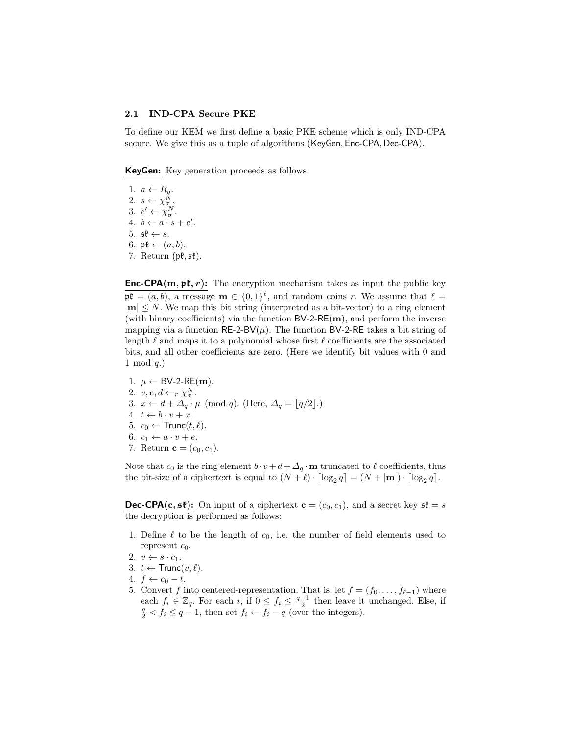### 2.1 IND-CPA Secure PKE

To define our KEM we first define a basic PKE scheme which is only IND-CPA secure. We give this as a tuple of algorithms (KeyGen, Enc-CPA, Dec-CPA).

**KeyGen:** Key generation proceeds as follows

1. $a \leftarrow R_q$.
2. $s \leftarrow \chi_\sigma^N$.
3. $e' \leftarrow \chi_\sigma^N$.
4. $b \leftarrow a \cdot s + e'$.
5. $\mathfrak{sk} \leftarrow s$.
6. $\mathfrak{pk} \leftarrow (a, b)$.
7. Return $(\mathfrak{pk}, \mathfrak{sk})$.

**Enc-CPA$(\mathbf{m}, \mathfrak{pk}, r)$:** The encryption mechanism takes as input the public key $\mathfrak{pk} = (a, b)$, a message $\mathbf{m} \in \{0,1\}^\ell$, and random coins $r$. We assume that $\ell = |\mathbf{m}| \leq N$. We map this bit string (interpreted as a bit-vector) to a ring element (with binary coefficients) via the function BV-2-RE$(\mathbf{m})$, and perform the inverse mapping via a function RE-2-BV$(\mu)$. The function BV-2-RE takes a bit string of length $\ell$ and maps it to a polynomial whose first $\ell$ coefficients are the associated bits, and all other coefficients are zero. (Here we identify bit values with 0 and 1 mod $q$.)

1. $\mu \leftarrow$ BV-2-RE$(\mathbf{m})$.
2. $v, e, d \leftarrow_r \chi_\sigma^N$.
3. $x \leftarrow d + \Delta_q \cdot \mu \pmod q$. (Here, $\Delta_q = \lfloor q/2 \rfloor$.)
4. $t \leftarrow b \cdot v + x$.
5. $c_0 \leftarrow \mathsf{Trunc}(t, \ell)$.
6. $c_1 \leftarrow a \cdot v + e$.
7. Return $\mathbf{c} = (c_0, c_1)$.

Note that $c_0$ is the ring element $b \cdot v + d + \Delta_q \cdot \mathbf{m}$ truncated to $\ell$ coefficients, thus the bit-size of a ciphertext is equal to $(N + \ell) \cdot \lceil \log_2 q \rceil = (N + |\mathbf{m}|) \cdot \lceil \log_2 q \rceil$.

**Dec-CPA$(\mathbf{c}, \mathfrak{sk})$:** On input of a ciphertext $\mathbf{c} = (c_0, c_1)$, and a secret key $\mathfrak{sk} = s$ the decryption is performed as follows:

1. Define $\ell$ to be the length of $c_0$, i.e. the number of field elements used to represent $c_0$.
2. $v \leftarrow s \cdot c_1$.
3. $t \leftarrow \mathsf{Trunc}(v, \ell)$.
4. $f \leftarrow c_0 - t$.
5. Convert $f$ into centered-representation. That is, let $f = (f_0, \ldots, f_{\ell-1})$ where each $f_i \in \mathbb{Z}_q$. For each $i$, if $0 \leq f_i \leq \frac{q-1}{2}$ then leave it unchanged. Else, if $\frac{q}{2} < f_i \leq q - 1$, then set $f_i \leftarrow f_i - q$ (over the integers).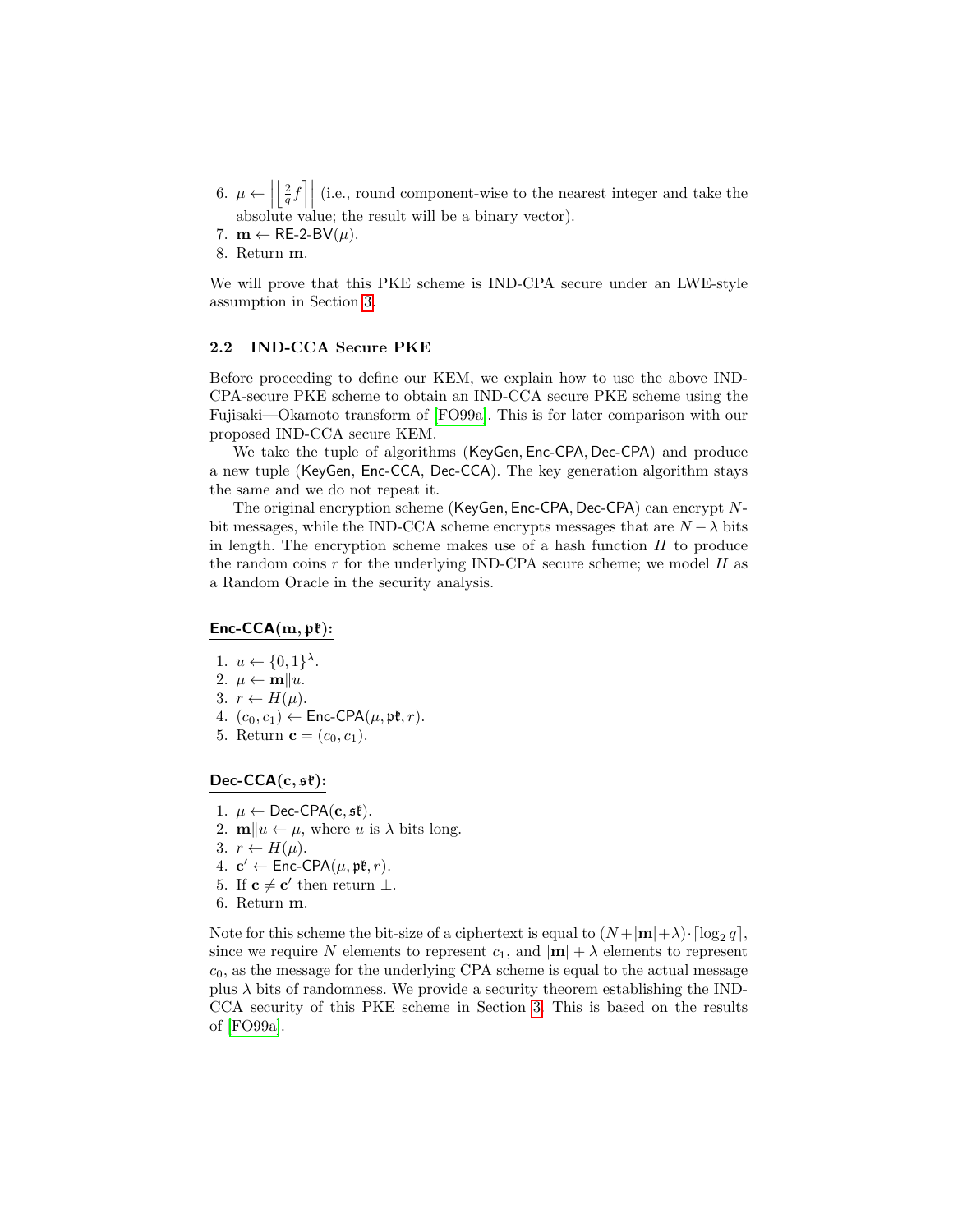6. $\mu \leftarrow \left| \left\lfloor \frac{2}{q} f \right\rceil \right|$ (i.e., round component-wise to the nearest integer and take the absolute value; the result will be a binary vector).
7. $\mathbf{m} \leftarrow \mathsf{RE\text{-}2\text{-}BV}(\mu)$.
8. Return $\mathbf{m}$.

We will prove that this PKE scheme is IND-CPA secure under an LWE-style assumption in Section 3.

### 2.2 IND-CCA Secure PKE

Before proceeding to define our KEM, we explain how to use the above IND-CPA-secure PKE scheme to obtain an IND-CCA secure PKE scheme using the Fujisaki—Okamoto transform of [FO99a]. This is for later comparison with our proposed IND-CCA secure KEM.

We take the tuple of algorithms ($\mathsf{KeyGen}, \mathsf{Enc\text{-}CPA}, \mathsf{Dec\text{-}CPA}$) and produce a new tuple ($\mathsf{KeyGen}$, $\mathsf{Enc\text{-}CCA}$, $\mathsf{Dec\text{-}CCA}$). The key generation algorithm stays the same and we do not repeat it.

The original encryption scheme ($\mathsf{KeyGen}, \mathsf{Enc\text{-}CPA}, \mathsf{Dec\text{-}CPA}$) can encrypt $N$-bit messages, while the IND-CCA scheme encrypts messages that are $N - \lambda$ bits in length. The encryption scheme makes use of a hash function $H$ to produce the random coins $r$ for the underlying IND-CPA secure scheme; we model $H$ as a Random Oracle in the security analysis.

**$\mathsf{Enc\text{-}CCA}(\mathbf{m}, \mathfrak{pk})$:**

1. $u \leftarrow \{0, 1\}^{\lambda}$.
2. $\mu \leftarrow \mathbf{m} \| u$.
3. $r \leftarrow H(\mu)$.
4. $(c_0, c_1) \leftarrow \mathsf{Enc\text{-}CPA}(\mu, \mathfrak{pk}, r)$.
5. Return $\mathbf{c} = (c_0, c_1)$.

**$\mathsf{Dec\text{-}CCA}(\mathbf{c}, \mathfrak{sk})$:**

1. $\mu \leftarrow \mathsf{Dec\text{-}CPA}(\mathbf{c}, \mathfrak{sk})$.
2. $\mathbf{m} \| u \leftarrow \mu$, where $u$ is $\lambda$ bits long.
3. $r \leftarrow H(\mu)$.
4. $\mathbf{c}' \leftarrow \mathsf{Enc\text{-}CPA}(\mu, \mathfrak{pk}, r)$.
5. If $\mathbf{c} \neq \mathbf{c}'$ then return $\perp$.
6. Return $\mathbf{m}$.

Note for this scheme the bit-size of a ciphertext is equal to $(N + |\mathbf{m}| + \lambda) \cdot \lceil \log_2 q \rceil$, since we require $N$ elements to represent $c_1$, and $|\mathbf{m}| + \lambda$ elements to represent $c_0$, as the message for the underlying CPA scheme is equal to the actual message plus $\lambda$ bits of randomness. We provide a security theorem establishing the IND-CCA security of this PKE scheme in Section 3. This is based on the results of [FO99a].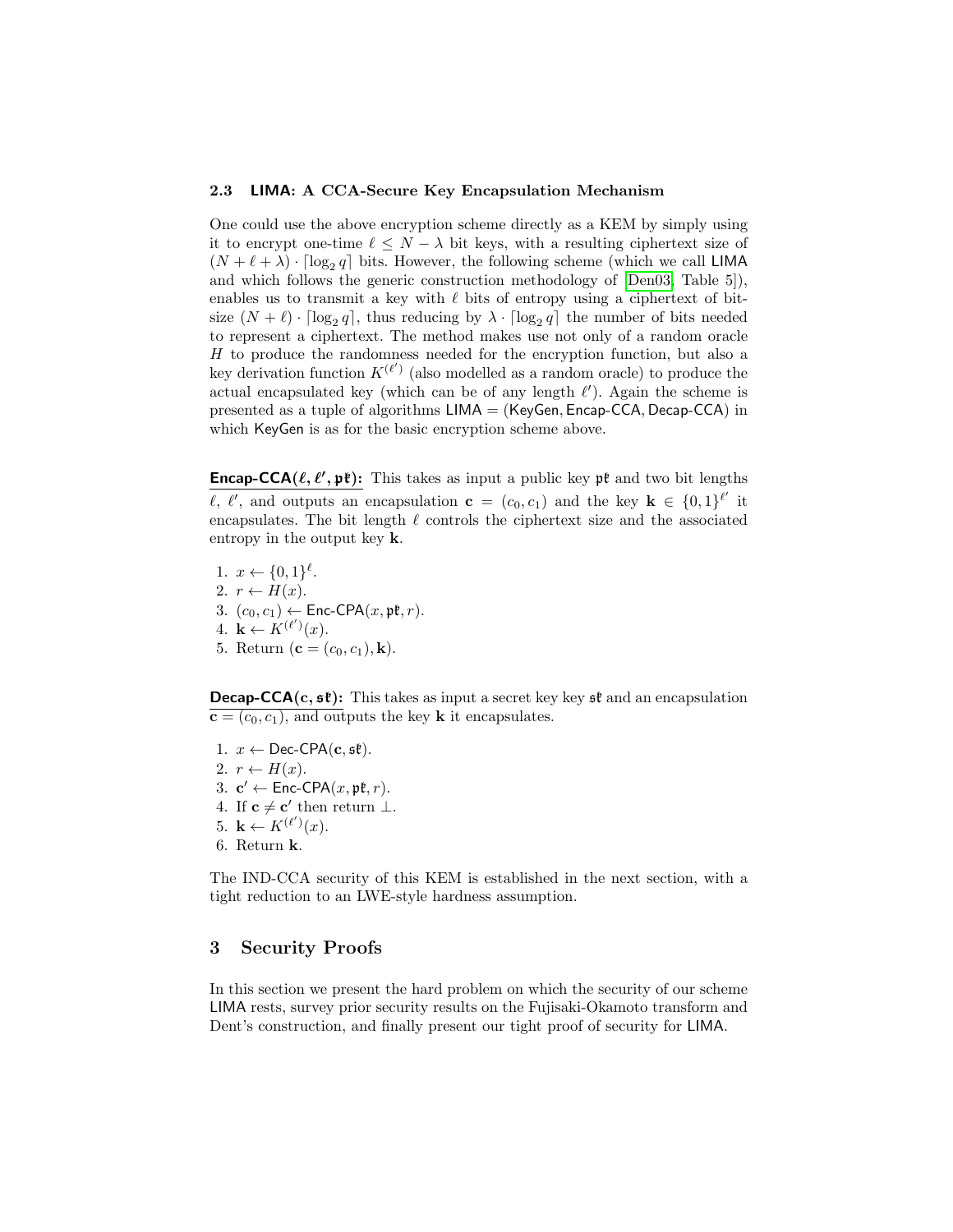### 2.3 LIMA: A CCA-Secure Key Encapsulation Mechanism

One could use the above encryption scheme directly as a KEM by simply using it to encrypt one-time $\ell \leq N - \lambda$ bit keys, with a resulting ciphertext size of $(N + \ell + \lambda) \cdot \lceil \log_2 q \rceil$ bits. However, the following scheme (which we call LIMA and which follows the generic construction methodology of [Den03, Table 5]), enables us to transmit a key with $\ell$ bits of entropy using a ciphertext of bit-size $(N + \ell) \cdot \lceil \log_2 q \rceil$, thus reducing by $\lambda \cdot \lceil \log_2 q \rceil$ the number of bits needed to represent a ciphertext. The method makes use not only of a random oracle $H$ to produce the randomness needed for the encryption function, but also a key derivation function $K^{(\ell')}$ (also modelled as a random oracle) to produce the actual encapsulated key (which can be of any length $\ell'$). Again the scheme is presented as a tuple of algorithms LIMA = (KeyGen, Encap-CCA, Decap-CCA) in which KeyGen is as for the basic encryption scheme above.

**Encap-CCA($\ell, \ell', \mathfrak{pk}$):** This takes as input a public key $\mathfrak{pk}$ and two bit lengths $\ell$, $\ell'$, and outputs an encapsulation $\mathbf{c} = (c_0, c_1)$ and the key $\mathbf{k} \in \{0,1\}^{\ell'}$ it encapsulates. The bit length $\ell$ controls the ciphertext size and the associated entropy in the output key $\mathbf{k}$.

1. $x \leftarrow \{0,1\}^{\ell}$.
2. $r \leftarrow H(x)$.
3. $(c_0, c_1) \leftarrow$ Enc-CPA$(x, \mathfrak{pk}, r)$.
4. $\mathbf{k} \leftarrow K^{(\ell')}(x)$.
5. Return $(\mathbf{c} = (c_0, c_1), \mathbf{k})$.

**Decap-CCA($\mathbf{c}, \mathfrak{sk}$):** This takes as input a secret key key $\mathfrak{sk}$ and an encapsulation $\mathbf{c} = (c_0, c_1)$, and outputs the key $\mathbf{k}$ it encapsulates.

1. $x \leftarrow$ Dec-CPA$(\mathbf{c}, \mathfrak{sk})$.
2. $r \leftarrow H(x)$.
3. $\mathbf{c}' \leftarrow$ Enc-CPA$(x, \mathfrak{pk}, r)$.
4. If $\mathbf{c} \neq \mathbf{c}'$ then return $\perp$.
5. $\mathbf{k} \leftarrow K^{(\ell')}(x)$.
6. Return $\mathbf{k}$.

The IND-CCA security of this KEM is established in the next section, with a tight reduction to an LWE-style hardness assumption.

## 3 Security Proofs

In this section we present the hard problem on which the security of our scheme LIMA rests, survey prior security results on the Fujisaki-Okamoto transform and Dent's construction, and finally present our tight proof of security for LIMA.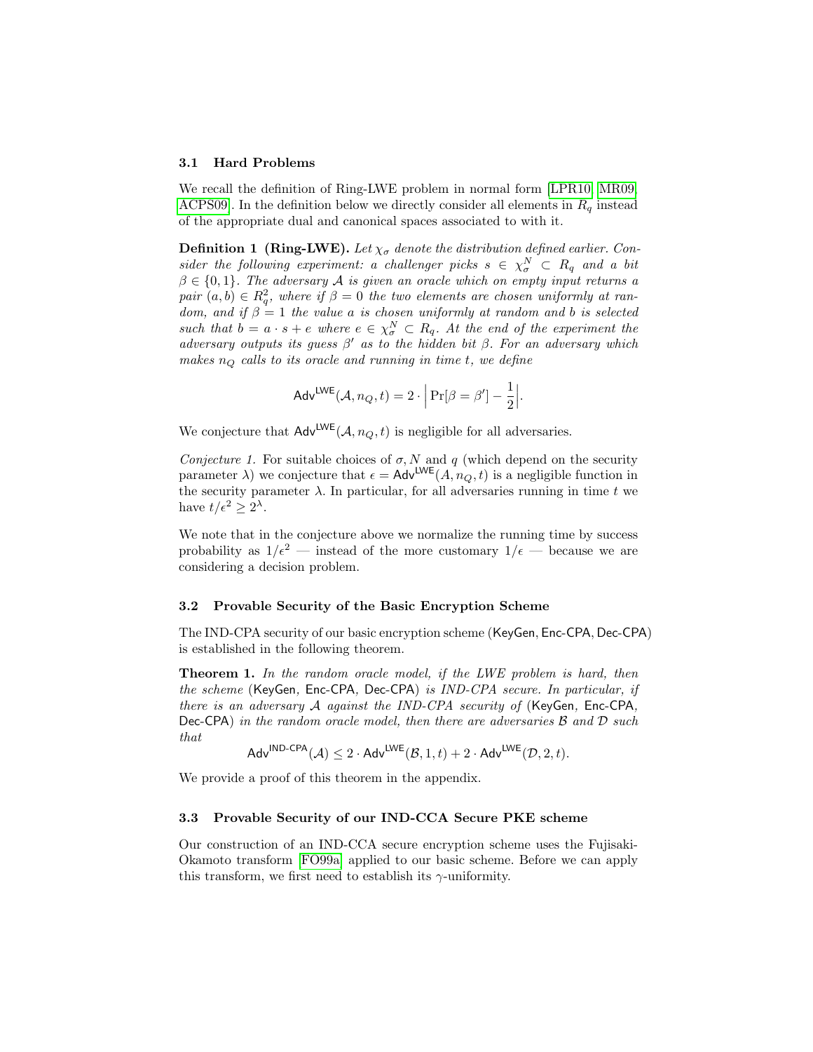### 3.1 Hard Problems

We recall the definition of Ring-LWE problem in normal form [LPR10, MR09, ACPS09]. In the definition below we directly consider all elements in $R_q$ instead of the appropriate dual and canonical spaces associated to with it.

**Definition 1 (Ring-LWE).** *Let $\chi_\sigma$ denote the distribution defined earlier. Consider the following experiment: a challenger picks $s \in \chi_\sigma^N \subset R_q$ and a bit $\beta \in \{0,1\}$. The adversary $\mathcal{A}$ is given an oracle which on empty input returns a pair $(a,b) \in R_q^2$, where if $\beta = 0$ the two elements are chosen uniformly at random, and if $\beta = 1$ the value $a$ is chosen uniformly at random and $b$ is selected such that $b = a \cdot s + e$ where $e \in \chi_\sigma^N \subset R_q$. At the end of the experiment the adversary outputs its guess $\beta'$ as to the hidden bit $\beta$. For an adversary which makes $n_Q$ calls to its oracle and running in time $t$, we define*

$$\mathsf{Adv}^{\mathsf{LWE}}(\mathcal{A}, n_Q, t) = 2 \cdot \Big| \Pr[\beta = \beta'] - \frac{1}{2} \Big|.$$

We conjecture that $\mathsf{Adv}^{\mathsf{LWE}}(\mathcal{A}, n_Q, t)$ is negligible for all adversaries.

*Conjecture 1.* For suitable choices of $\sigma, N$ and $q$ (which depend on the security parameter $\lambda$) we conjecture that $\epsilon = \mathsf{Adv}^{\mathsf{LWE}}(A, n_Q, t)$ is a negligible function in the security parameter $\lambda$. In particular, for all adversaries running in time $t$ we have $t/\epsilon^2 \geq 2^\lambda$.

We note that in the conjecture above we normalize the running time by success probability as $1/\epsilon^2$ — instead of the more customary $1/\epsilon$ — because we are considering a decision problem.

### 3.2 Provable Security of the Basic Encryption Scheme

The IND-CPA security of our basic encryption scheme (KeyGen, Enc-CPA, Dec-CPA) is established in the following theorem.

**Theorem 1.** *In the random oracle model, if the LWE problem is hard, then the scheme* (KeyGen, Enc-CPA, Dec-CPA) *is IND-CPA secure. In particular, if there is an adversary $\mathcal{A}$ against the IND-CPA security of* (KeyGen, Enc-CPA, Dec-CPA) *in the random oracle model, then there are adversaries $\mathcal{B}$ and $\mathcal{D}$ such that*

$$\mathsf{Adv}^{\mathsf{IND\text{-}CPA}}(\mathcal{A}) \leq 2 \cdot \mathsf{Adv}^{\mathsf{LWE}}(\mathcal{B}, 1, t) + 2 \cdot \mathsf{Adv}^{\mathsf{LWE}}(\mathcal{D}, 2, t).$$

We provide a proof of this theorem in the appendix.

### 3.3 Provable Security of our IND-CCA Secure PKE scheme

Our construction of an IND-CCA secure encryption scheme uses the Fujisaki-Okamoto transform [FO99a] applied to our basic scheme. Before we can apply this transform, we first need to establish its $\gamma$-uniformity.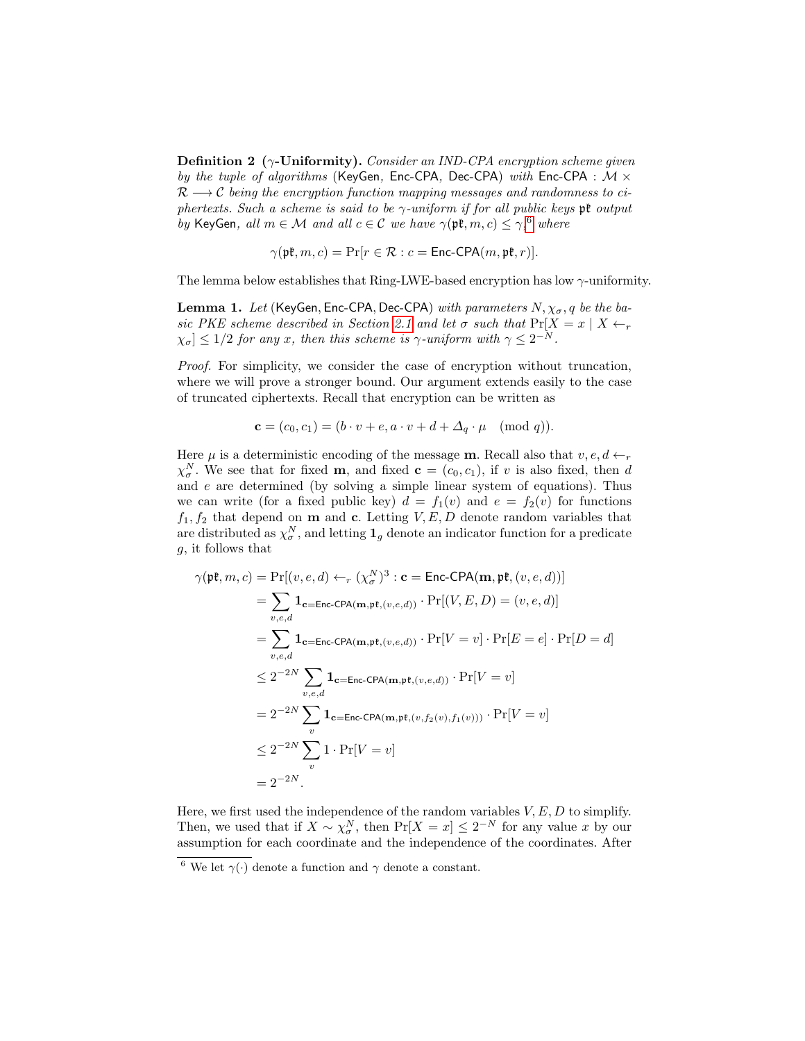**Definition 2 ($\gamma$-Uniformity).** *Consider an IND-CPA encryption scheme given by the tuple of algorithms* (KeyGen*,* Enc-CPA*,* Dec-CPA) *with* Enc-CPA : $\mathcal{M} \times \mathcal{R} \longrightarrow \mathcal{C}$ *being the encryption function mapping messages and randomness to ciphertexts. Such a scheme is said to be $\gamma$-uniform if for all public keys $\mathfrak{pk}$ output by* KeyGen*, all $m \in \mathcal{M}$ and all $c \in \mathcal{C}$ we have $\gamma(\mathfrak{pk}, m, c) \leq \gamma$,*[6] *where*

$$\gamma(\mathfrak{pk}, m, c) = \Pr[r \in \mathcal{R} : c = \mathsf{Enc\text{-}CPA}(m, \mathfrak{pk}, r)].$$

The lemma below establishes that Ring-LWE-based encryption has low $\gamma$-uniformity.

**Lemma 1.** *Let* (KeyGen, Enc-CPA, Dec-CPA) *with parameters $N, \chi_\sigma, q$ be the basic PKE scheme described in Section 2.1 and let $\sigma$ such that $\Pr[X = x \mid X \leftarrow_r \chi_\sigma] \leq 1/2$ for any $x$, then this scheme is $\gamma$-uniform with $\gamma \leq 2^{-N}$.*

*Proof.* For simplicity, we consider the case of encryption without truncation, where we will prove a stronger bound. Our argument extends easily to the case of truncated ciphertexts. Recall that encryption can be written as

$$\mathbf{c} = (c_0, c_1) = (b \cdot v + e, a \cdot v + d + \Delta_q \cdot \mu \pmod q).$$

Here $\mu$ is a deterministic encoding of the message $\mathbf{m}$. Recall also that $v, e, d \leftarrow_r \chi_\sigma^N$. We see that for fixed $\mathbf{m}$, and fixed $\mathbf{c} = (c_0, c_1)$, if $v$ is also fixed, then $d$ and $e$ are determined (by solving a simple linear system of equations). Thus we can write (for a fixed public key) $d = f_1(v)$ and $e = f_2(v)$ for functions $f_1, f_2$ that depend on $\mathbf{m}$ and $\mathbf{c}$. Letting $V, E, D$ denote random variables that are distributed as $\chi_\sigma^N$, and letting $\mathbf{1}_g$ denote an indicator function for a predicate $g$, it follows that

$$\begin{aligned}
\gamma(\mathfrak{pk}, m, c) &= \Pr[(v, e, d) \leftarrow_r (\chi_\sigma^N)^3 : \mathbf{c} = \mathsf{Enc\text{-}CPA}(\mathbf{m}, \mathfrak{pk}, (v, e, d))] \\
&= \sum_{v,e,d} \mathbf{1}_{\mathbf{c} = \mathsf{Enc\text{-}CPA}(\mathbf{m}, \mathfrak{pk}, (v,e,d))} \cdot \Pr[(V, E, D) = (v, e, d)] \\
&= \sum_{v,e,d} \mathbf{1}_{\mathbf{c} = \mathsf{Enc\text{-}CPA}(\mathbf{m}, \mathfrak{pk}, (v,e,d))} \cdot \Pr[V = v] \cdot \Pr[E = e] \cdot \Pr[D = d] \\
&\leq 2^{-2N} \sum_{v,e,d} \mathbf{1}_{\mathbf{c} = \mathsf{Enc\text{-}CPA}(\mathbf{m}, \mathfrak{pk}, (v,e,d))} \cdot \Pr[V = v] \\
&= 2^{-2N} \sum_{v} \mathbf{1}_{\mathbf{c} = \mathsf{Enc\text{-}CPA}(\mathbf{m}, \mathfrak{pk}, (v, f_2(v), f_1(v)))} \cdot \Pr[V = v] \\
&\leq 2^{-2N} \sum_{v} 1 \cdot \Pr[V = v] \\
&= 2^{-2N}.
\end{aligned}$$

Here, we first used the independence of the random variables $V, E, D$ to simplify. Then, we used that if $X \sim \chi_\sigma^N$, then $\Pr[X = x] \leq 2^{-N}$ for any value $x$ by our assumption for each coordinate and the independence of the coordinates. After

[6] We let $\gamma(\cdot)$ denote a function and $\gamma$ denote a constant.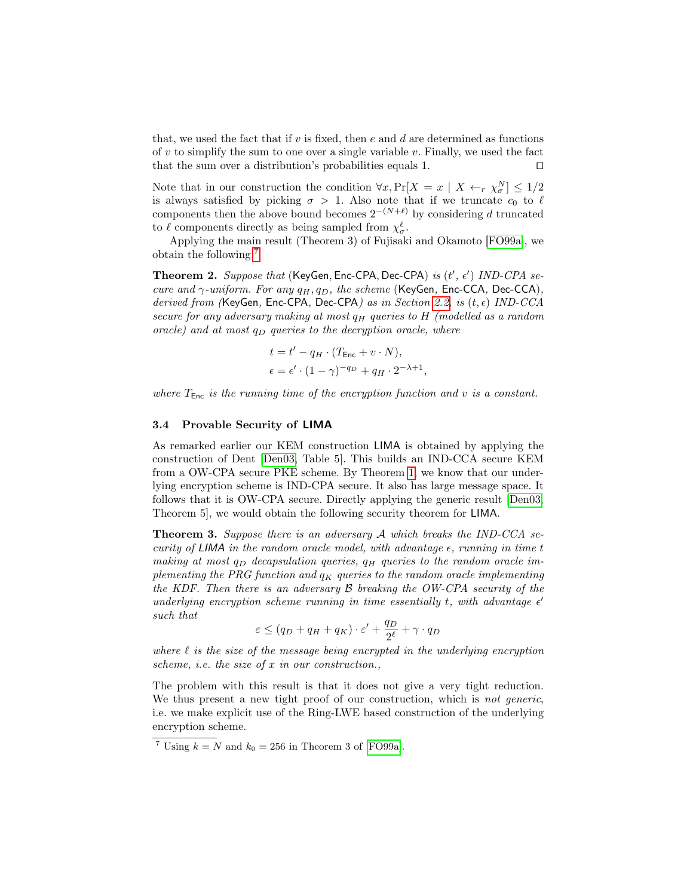that, we used the fact that if $v$ is fixed, then $e$ and $d$ are determined as functions of $v$ to simplify the sum to one over a single variable $v$. Finally, we used the fact that the sum over a distribution's probabilities equals 1. ◻

Note that in our construction the condition $\forall x, \Pr[X = x \mid X \leftarrow_r \chi_\sigma^N] \leq 1/2$ is always satisfied by picking $\sigma > 1$. Also note that if we truncate $c_0$ to $\ell$ components then the above bound becomes $2^{-(N+\ell)}$ by considering $d$ truncated to $\ell$ components directly as being sampled from $\chi_\sigma^\ell$.

Applying the main result (Theorem 3) of Fujisaki and Okamoto [FO99a], we obtain the following:[7]

**Theorem 2.** *Suppose that* (KeyGen, Enc-CPA, Dec-CPA) *is* $(t', \epsilon')$ *IND-CPA secure and* $\gamma$*-uniform. For any* $q_H, q_D$*, the scheme* (KeyGen, Enc-CCA, Dec-CCA)*, derived from (*KeyGen, Enc-CPA, Dec-CPA*) as in Section 2.2, is* $(t, \epsilon)$ *IND-CCA secure for any adversary making at most* $q_H$ *queries to* $H$ *(modelled as a random oracle) and at most* $q_D$ *queries to the decryption oracle, where*

$$t = t' - q_H \cdot (T_{\mathsf{Enc}} + v \cdot N),$$
$$\epsilon = \epsilon' \cdot (1 - \gamma)^{-q_D} + q_H \cdot 2^{-\lambda+1},$$

*where* $T_{\mathsf{Enc}}$ *is the running time of the encryption function and* $v$ *is a constant.*

### 3.4 Provable Security of LIMA

As remarked earlier our KEM construction LIMA is obtained by applying the construction of Dent [Den03, Table 5]. This builds an IND-CCA secure KEM from a OW-CPA secure PKE scheme. By Theorem 1, we know that our underlying encryption scheme is IND-CPA secure. It also has large message space. It follows that it is OW-CPA secure. Directly applying the generic result [Den03, Theorem 5], we would obtain the following security theorem for LIMA.

**Theorem 3.** *Suppose there is an adversary* $\mathcal{A}$ *which breaks the IND-CCA security of LIMA in the random oracle model, with advantage* $\epsilon$*, running in time* $t$ *making at most* $q_D$ *decapsulation queries,* $q_H$ *queries to the random oracle implementing the PRG function and* $q_K$ *queries to the random oracle implementing the KDF. Then there is an adversary* $\mathcal{B}$ *breaking the OW-CPA security of the underlying encryption scheme running in time essentially* $t$*, with advantage* $\epsilon'$ *such that*

$$\varepsilon \leq (q_D + q_H + q_K) \cdot \varepsilon' + \frac{q_D}{2^\ell} + \gamma \cdot q_D$$

*where* $\ell$ *is the size of the message being encrypted in the underlying encryption scheme, i.e. the size of* $x$ *in our construction.,*

The problem with this result is that it does not give a very tight reduction. We thus present a new tight proof of our construction, which is *not generic*, i.e. we make explicit use of the Ring-LWE based construction of the underlying encryption scheme.

[7] Using $k = N$ and $k_0 = 256$ in Theorem 3 of [FO99a].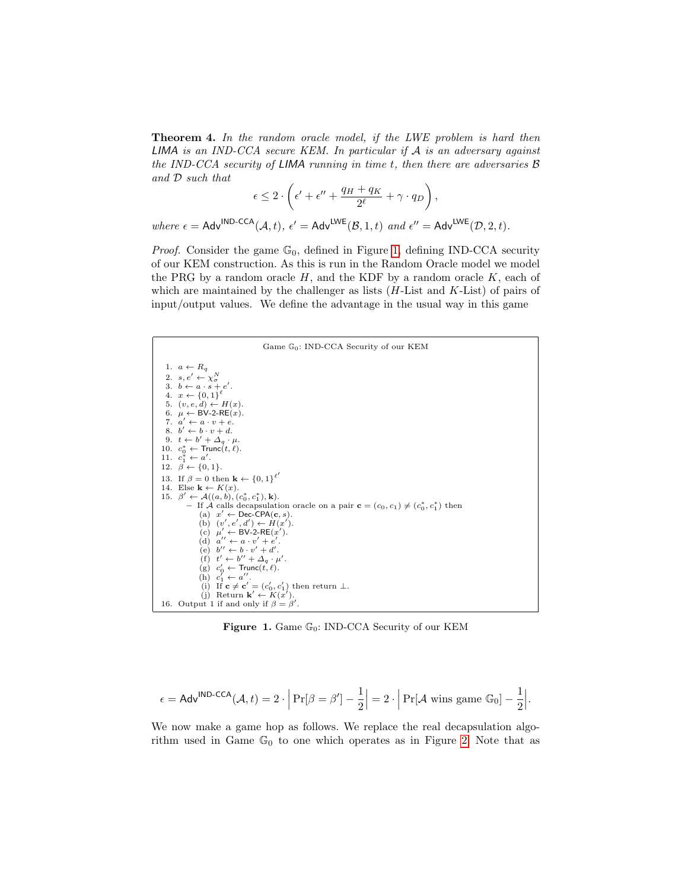**Theorem 4.** *In the random oracle model, if the LWE problem is hard then* LIMA *is an IND-CCA secure KEM. In particular if $\mathcal{A}$ is an adversary against the IND-CCA security of* LIMA *running in time $t$, then there are adversaries $\mathcal{B}$ and $\mathcal{D}$ such that*

$$\epsilon \leq 2 \cdot \left( \epsilon' + \epsilon'' + \frac{q_H + q_K}{2^\ell} + \gamma \cdot q_D \right),$$

*where* $\epsilon = \mathsf{Adv}^{\mathsf{IND\text{-}CCA}}(\mathcal{A}, t)$*,* $\epsilon' = \mathsf{Adv}^{\mathsf{LWE}}(\mathcal{B}, 1, t)$ *and* $\epsilon'' = \mathsf{Adv}^{\mathsf{LWE}}(\mathcal{D}, 2, t)$*.*

*Proof.* Consider the game $\mathbb{G}_0$, defined in Figure 1, defining IND-CCA security of our KEM construction. As this is run in the Random Oracle model we model the PRG by a random oracle $H$, and the KDF by a random oracle $K$, each of which are maintained by the challenger as lists ($H$-List and $K$-List) of pairs of input/output values. We define the advantage in the usual way in this game

Game $\mathbb{G}_0$: IND-CCA Security of our KEM

1. $a \leftarrow R_q$
2. $s, e' \leftarrow \chi_\sigma^N$
3. $b \leftarrow a \cdot s + e'$.
4. $x \leftarrow \{0,1\}^\ell$
5. $(v, e, d) \leftarrow H(x)$.
6. $\mu \leftarrow \mathsf{BV\text{-}2\text{-}RE}(x)$.
7. $a' \leftarrow a \cdot v + e$.
8. $b' \leftarrow b \cdot v + d$.
9. $t \leftarrow b' + \Delta_q \cdot \mu$.
10. $c_0^* \leftarrow \mathsf{Trunc}(t, \ell)$.
11. $c_1^* \leftarrow a'$.
12. $\beta \leftarrow \{0,1\}$.
13. If $\beta = 0$ then $\mathbf{k} \leftarrow \{0,1\}^{\ell'}$
14. Else $\mathbf{k} \leftarrow K(x)$.
15. $\beta' \leftarrow \mathcal{A}((a, b), (c_0^*, c_1^*), \mathbf{k})$.
    - If $\mathcal{A}$ calls decapsulation oracle on a pair $\mathbf{c} = (c_0, c_1) \neq (c_0^*, c_1^*)$ then
      (a) $x' \leftarrow \mathsf{Dec\text{-}CPA}(\mathbf{c}, s)$.
      (b) $(v', e', d') \leftarrow H(x')$.
      (c) $\mu' \leftarrow \mathsf{BV\text{-}2\text{-}RE}(x')$.
      (d) $a'' \leftarrow a \cdot v' + e'$.
      (e) $b'' \leftarrow b \cdot v' + d'$.
      (f) $t' \leftarrow b'' + \Delta_q \cdot \mu'$.
      (g) $c_0' \leftarrow \mathsf{Trunc}(t, \ell)$.
      (h) $c_1' \leftarrow a''$.
      (i) If $\mathbf{c} \neq \mathbf{c}' = (c_0', c_1')$ then return $\perp$.
      (j) Return $\mathbf{k}' \leftarrow K(x')$.
16. Output 1 if and only if $\beta = \beta'$.

**Figure 1.** Game $\mathbb{G}_0$: IND-CCA Security of our KEM

$$\epsilon = \mathsf{Adv}^{\mathsf{IND\text{-}CCA}}(\mathcal{A}, t) = 2 \cdot \left| \Pr[\beta = \beta'] - \frac{1}{2} \right| = 2 \cdot \left| \Pr[\mathcal{A} \text{ wins game } \mathbb{G}_0] - \frac{1}{2} \right|.$$

We now make a game hop as follows. We replace the real decapsulation algorithm used in Game $\mathbb{G}_0$ to one which operates as in Figure 2. Note that as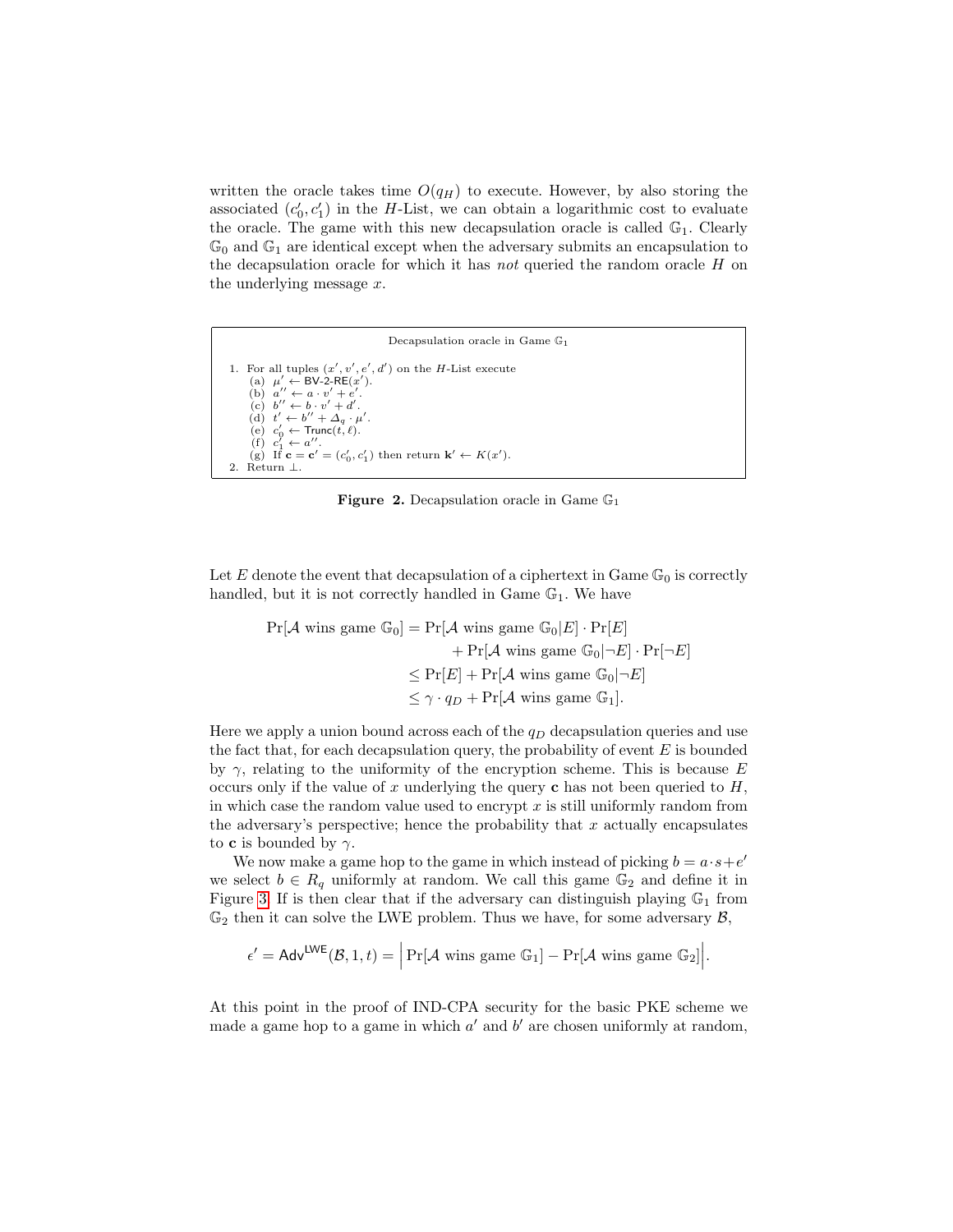written the oracle takes time $O(q_H)$ to execute. However, by also storing the associated $(c_0', c_1')$ in the $H$-List, we can obtain a logarithmic cost to evaluate the oracle. The game with this new decapsulation oracle is called $\mathbb{G}_1$. Clearly $\mathbb{G}_0$ and $\mathbb{G}_1$ are identical except when the adversary submits an encapsulation to the decapsulation oracle for which it has *not* queried the random oracle $H$ on the underlying message $x$.

> Decapsulation oracle in Game $\mathbb{G}_1$
>
> 1. For all tuples $(x', v', e', d')$ on the $H$-List execute
>    (a) $\mu' \leftarrow \mathsf{BV\text{-}2\text{-}RE}(x')$.
>    (b) $a'' \leftarrow a \cdot v' + e'$.
>    (c) $b'' \leftarrow b \cdot v' + d'$.
>    (d) $t' \leftarrow b'' + \Delta_q \cdot \mu'$.
>    (e) $c_0' \leftarrow \mathsf{Trunc}(t, \ell)$.
>    (f) $c_1' \leftarrow a''$.
>    (g) If $\mathbf{c} = \mathbf{c}' = (c_0', c_1')$ then return $\mathbf{k}' \leftarrow K(x')$.
> 2. Return $\perp$.

**Figure 2.** Decapsulation oracle in Game $\mathbb{G}_1$

Let $E$ denote the event that decapsulation of a ciphertext in Game $\mathbb{G}_0$ is correctly handled, but it is not correctly handled in Game $\mathbb{G}_1$. We have

$$
\begin{aligned}
\Pr[\mathcal{A} \text{ wins game } \mathbb{G}_0] &= \Pr[\mathcal{A} \text{ wins game } \mathbb{G}_0 | E] \cdot \Pr[E] \\
&\quad + \Pr[\mathcal{A} \text{ wins game } \mathbb{G}_0 | \neg E] \cdot \Pr[\neg E] \\
&\leq \Pr[E] + \Pr[\mathcal{A} \text{ wins game } \mathbb{G}_0 | \neg E] \\
&\leq \gamma \cdot q_D + \Pr[\mathcal{A} \text{ wins game } \mathbb{G}_1].
\end{aligned}
$$

Here we apply a union bound across each of the $q_D$ decapsulation queries and use the fact that, for each decapsulation query, the probability of event $E$ is bounded by $\gamma$, relating to the uniformity of the encryption scheme. This is because $E$ occurs only if the value of $x$ underlying the query $\mathbf{c}$ has not been queried to $H$, in which case the random value used to encrypt $x$ is still uniformly random from the adversary's perspective; hence the probability that $x$ actually encapsulates to $\mathbf{c}$ is bounded by $\gamma$.

We now make a game hop to the game in which instead of picking $b = a \cdot s + e'$ we select $b \in R_q$ uniformly at random. We call this game $\mathbb{G}_2$ and define it in Figure 3. If is then clear that if the adversary can distinguish playing $\mathbb{G}_1$ from $\mathbb{G}_2$ then it can solve the LWE problem. Thus we have, for some adversary $\mathcal{B}$,

$$
\epsilon' = \mathsf{Adv}^{\mathsf{LWE}}(\mathcal{B}, 1, t) = \Big| \Pr[\mathcal{A} \text{ wins game } \mathbb{G}_1] - \Pr[\mathcal{A} \text{ wins game } \mathbb{G}_2] \Big|.
$$

At this point in the proof of IND-CPA security for the basic PKE scheme we made a game hop to a game in which $a'$ and $b'$ are chosen uniformly at random,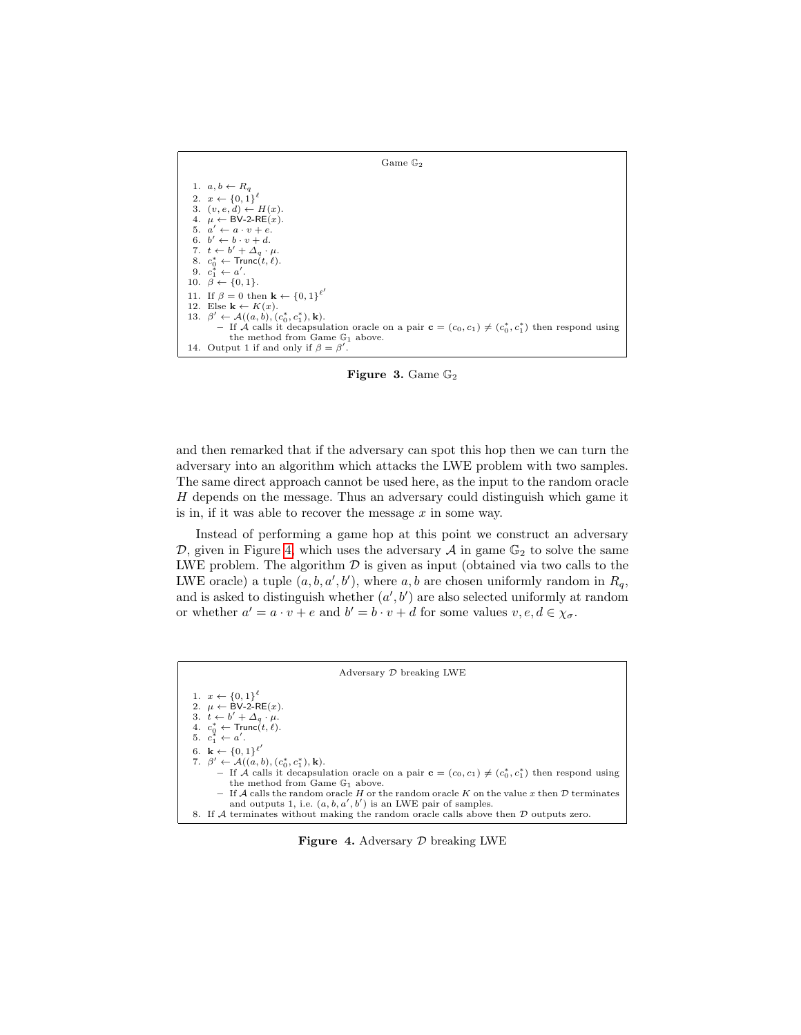**Game $\mathbb{G}_2$**

1. $a, b \leftarrow R_q$
2. $x \leftarrow \{0,1\}^\ell$
3. $(v, e, d) \leftarrow H(x)$.
4. $\mu \leftarrow \mathsf{BV\text{-}2\text{-}RE}(x)$.
5. $a' \leftarrow a \cdot v + e$.
6. $b' \leftarrow b \cdot v + d$.
7. $t \leftarrow b' + \Delta_q \cdot \mu$.
8. $c_0^* \leftarrow \mathsf{Trunc}(t, \ell)$.
9. $c_1^* \leftarrow a'$.
10. $\beta \leftarrow \{0,1\}$.
11. If $\beta = 0$ then $\mathbf{k} \leftarrow \{0,1\}^{\ell'}$
12. Else $\mathbf{k} \leftarrow K(x)$.
13. $\beta' \leftarrow \mathcal{A}((a,b),(c_0^*, c_1^*), \mathbf{k})$.
    - If $\mathcal{A}$ calls it decapsulation oracle on a pair $\mathbf{c} = (c_0, c_1) \neq (c_0^*, c_1^*)$ then respond using the method from Game $\mathbb{G}_1$ above.
14. Output 1 if and only if $\beta = \beta'$.

**Figure 3.** Game $\mathbb{G}_2$

and then remarked that if the adversary can spot this hop then we can turn the adversary into an algorithm which attacks the LWE problem with two samples. The same direct approach cannot be used here, as the input to the random oracle $H$ depends on the message. Thus an adversary could distinguish which game it is in, if it was able to recover the message $x$ in some way.

Instead of performing a game hop at this point we construct an adversary $\mathcal{D}$, given in Figure 4, which uses the adversary $\mathcal{A}$ in game $\mathbb{G}_2$ to solve the same LWE problem. The algorithm $\mathcal{D}$ is given as input (obtained via two calls to the LWE oracle) a tuple $(a, b, a', b')$, where $a, b$ are chosen uniformly random in $R_q$, and is asked to distinguish whether $(a', b')$ are also selected uniformly at random or whether $a' = a \cdot v + e$ and $b' = b \cdot v + d$ for some values $v, e, d \in \chi_\sigma$.

**Adversary $\mathcal{D}$ breaking LWE**

1. $x \leftarrow \{0,1\}^\ell$
2. $\mu \leftarrow \mathsf{BV\text{-}2\text{-}RE}(x)$.
3. $t \leftarrow b' + \Delta_q \cdot \mu$.
4. $c_0^* \leftarrow \mathsf{Trunc}(t, \ell)$.
5. $c_1^* \leftarrow a'$.
6. $\mathbf{k} \leftarrow \{0,1\}^{\ell'}$
7. $\beta' \leftarrow \mathcal{A}((a,b),(c_0^*, c_1^*), \mathbf{k})$.
    - If $\mathcal{A}$ calls it decapsulation oracle on a pair $\mathbf{c} = (c_0, c_1) \neq (c_0^*, c_1^*)$ then respond using the method from Game $\mathbb{G}_1$ above.
    - If $\mathcal{A}$ calls the random oracle $H$ or the random oracle $K$ on the value $x$ then $\mathcal{D}$ terminates and outputs 1, i.e. $(a, b, a', b')$ is an LWE pair of samples.
8. If $\mathcal{A}$ terminates without making the random oracle calls above then $\mathcal{D}$ outputs zero.

**Figure 4.** Adversary $\mathcal{D}$ breaking LWE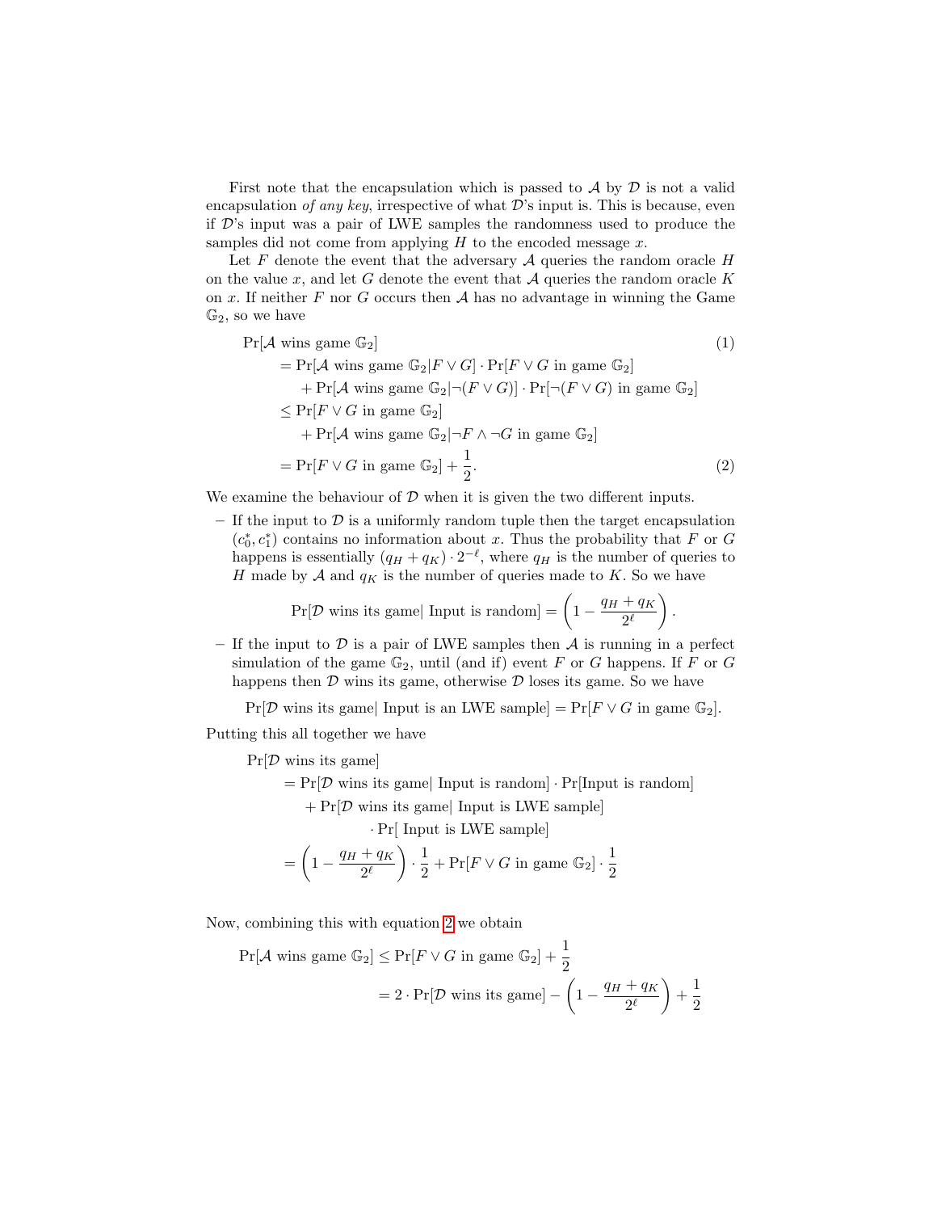First note that the encapsulation which is passed to $\mathcal{A}$ by $\mathcal{D}$ is not a valid encapsulation *of any key*, irrespective of what $\mathcal{D}$'s input is. This is because, even if $\mathcal{D}$'s input was a pair of LWE samples the randomness used to produce the samples did not come from applying $H$ to the encoded message $x$.

Let $F$ denote the event that the adversary $\mathcal{A}$ queries the random oracle $H$ on the value $x$, and let $G$ denote the event that $\mathcal{A}$ queries the random oracle $K$ on $x$. If neither $F$ nor $G$ occurs then $\mathcal{A}$ has no advantage in winning the Game $\mathbb{G}_2$, so we have

$$
\begin{aligned}
&\Pr[\mathcal{A} \text{ wins game } \mathbb{G}_2] && (1)\\
&\quad = \Pr[\mathcal{A} \text{ wins game } \mathbb{G}_2 | F \vee G] \cdot \Pr[F \vee G \text{ in game } \mathbb{G}_2] \\
&\qquad + \Pr[\mathcal{A} \text{ wins game } \mathbb{G}_2 | \neg(F \vee G)] \cdot \Pr[\neg(F \vee G) \text{ in game } \mathbb{G}_2] \\
&\quad \leq \Pr[F \vee G \text{ in game } \mathbb{G}_2] \\
&\qquad + \Pr[\mathcal{A} \text{ wins game } \mathbb{G}_2 | \neg F \wedge \neg G \text{ in game } \mathbb{G}_2] \\
&\quad = \Pr[F \vee G \text{ in game } \mathbb{G}_2] + \frac{1}{2}. && (2)
\end{aligned}
$$

We examine the behaviour of $\mathcal{D}$ when it is given the two different inputs.

- If the input to $\mathcal{D}$ is a uniformly random tuple then the target encapsulation $(c_0^*, c_1^*)$ contains no information about $x$. Thus the probability that $F$ or $G$ happens is essentially $(q_H + q_K) \cdot 2^{-\ell}$, where $q_H$ is the number of queries to $H$ made by $\mathcal{A}$ and $q_K$ is the number of queries made to $K$. So we have

$$\Pr[\mathcal{D} \text{ wins its game} | \text{ Input is random}] = \left(1 - \frac{q_H + q_K}{2^\ell}\right).$$

- If the input to $\mathcal{D}$ is a pair of LWE samples then $\mathcal{A}$ is running in a perfect simulation of the game $\mathbb{G}_2$, until (and if) event $F$ or $G$ happens. If $F$ or $G$ happens then $\mathcal{D}$ wins its game, otherwise $\mathcal{D}$ loses its game. So we have

$$\Pr[\mathcal{D} \text{ wins its game} | \text{ Input is an LWE sample}] = \Pr[F \vee G \text{ in game } \mathbb{G}_2].$$

Putting this all together we have

$$
\begin{aligned}
&\Pr[\mathcal{D} \text{ wins its game}] \\
&\quad = \Pr[\mathcal{D} \text{ wins its game} | \text{ Input is random}] \cdot \Pr[\text{Input is random}] \\
&\qquad + \Pr[\mathcal{D} \text{ wins its game} | \text{ Input is LWE sample}] \\
&\qquad\qquad \cdot \Pr[\text{ Input is LWE sample}] \\
&\quad = \left(1 - \frac{q_H + q_K}{2^\ell}\right) \cdot \frac{1}{2} + \Pr[F \vee G \text{ in game } \mathbb{G}_2] \cdot \frac{1}{2}
\end{aligned}
$$

Now, combining this with equation 2 we obtain

$$
\begin{aligned}
\Pr[\mathcal{A} \text{ wins game } \mathbb{G}_2] &\leq \Pr[F \vee G \text{ in game } \mathbb{G}_2] + \frac{1}{2} \\
&= 2 \cdot \Pr[\mathcal{D} \text{ wins its game}] - \left(1 - \frac{q_H + q_K}{2^\ell}\right) + \frac{1}{2}
\end{aligned}
$$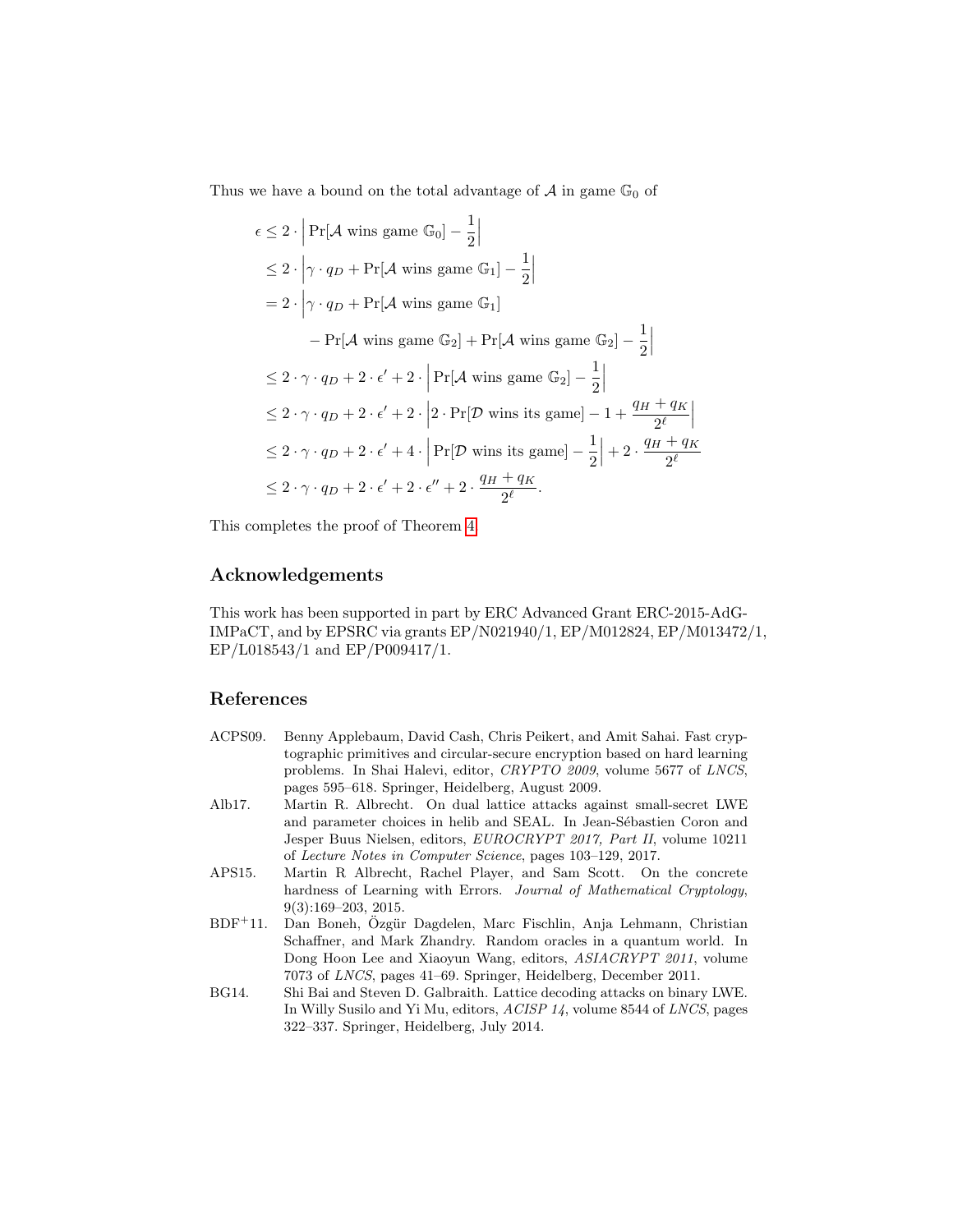Thus we have a bound on the total advantage of $\mathcal{A}$ in game $\mathbb{G}_0$ of

$$
\begin{aligned}
\epsilon &\leq 2 \cdot \left| \Pr[\mathcal{A} \text{ wins game } \mathbb{G}_0] - \frac{1}{2} \right| \\
&\leq 2 \cdot \left| \gamma \cdot q_D + \Pr[\mathcal{A} \text{ wins game } \mathbb{G}_1] - \frac{1}{2} \right| \\
&= 2 \cdot \Big| \gamma \cdot q_D + \Pr[\mathcal{A} \text{ wins game } \mathbb{G}_1] \\
&\qquad - \Pr[\mathcal{A} \text{ wins game } \mathbb{G}_2] + \Pr[\mathcal{A} \text{ wins game } \mathbb{G}_2] - \frac{1}{2} \Big| \\
&\leq 2 \cdot \gamma \cdot q_D + 2 \cdot \epsilon' + 2 \cdot \left| \Pr[\mathcal{A} \text{ wins game } \mathbb{G}_2] - \frac{1}{2} \right| \\
&\leq 2 \cdot \gamma \cdot q_D + 2 \cdot \epsilon' + 2 \cdot \left| 2 \cdot \Pr[\mathcal{D} \text{ wins its game}] - 1 + \frac{q_H + q_K}{2^\ell} \right| \\
&\leq 2 \cdot \gamma \cdot q_D + 2 \cdot \epsilon' + 4 \cdot \left| \Pr[\mathcal{D} \text{ wins its game}] - \frac{1}{2} \right| + 2 \cdot \frac{q_H + q_K}{2^\ell} \\
&\leq 2 \cdot \gamma \cdot q_D + 2 \cdot \epsilon' + 2 \cdot \epsilon'' + 2 \cdot \frac{q_H + q_K}{2^\ell}.
\end{aligned}
$$

This completes the proof of Theorem 4.

## Acknowledgements

This work has been supported in part by ERC Advanced Grant ERC-2015-AdG-IMPaCT, and by EPSRC via grants EP/N021940/1, EP/M012824, EP/M013472/1, EP/L018543/1 and EP/P009417/1.

## References

ACPS09. Benny Applebaum, David Cash, Chris Peikert, and Amit Sahai. Fast cryptographic primitives and circular-secure encryption based on hard learning problems. In Shai Halevi, editor, *CRYPTO 2009*, volume 5677 of *LNCS*, pages 595–618. Springer, Heidelberg, August 2009.

Alb17. Martin R. Albrecht. On dual lattice attacks against small-secret LWE and parameter choices in helib and SEAL. In Jean-Sébastien Coron and Jesper Buus Nielsen, editors, *EUROCRYPT 2017, Part II*, volume 10211 of *Lecture Notes in Computer Science*, pages 103–129, 2017.

APS15. Martin R Albrecht, Rachel Player, and Sam Scott. On the concrete hardness of Learning with Errors. *Journal of Mathematical Cryptology*, 9(3):169–203, 2015.

BDF+11. Dan Boneh, Özgür Dagdelen, Marc Fischlin, Anja Lehmann, Christian Schaffner, and Mark Zhandry. Random oracles in a quantum world. In Dong Hoon Lee and Xiaoyun Wang, editors, *ASIACRYPT 2011*, volume 7073 of *LNCS*, pages 41–69. Springer, Heidelberg, December 2011.

BG14. Shi Bai and Steven D. Galbraith. Lattice decoding attacks on binary LWE. In Willy Susilo and Yi Mu, editors, *ACISP 14*, volume 8544 of *LNCS*, pages 322–337. Springer, Heidelberg, July 2014.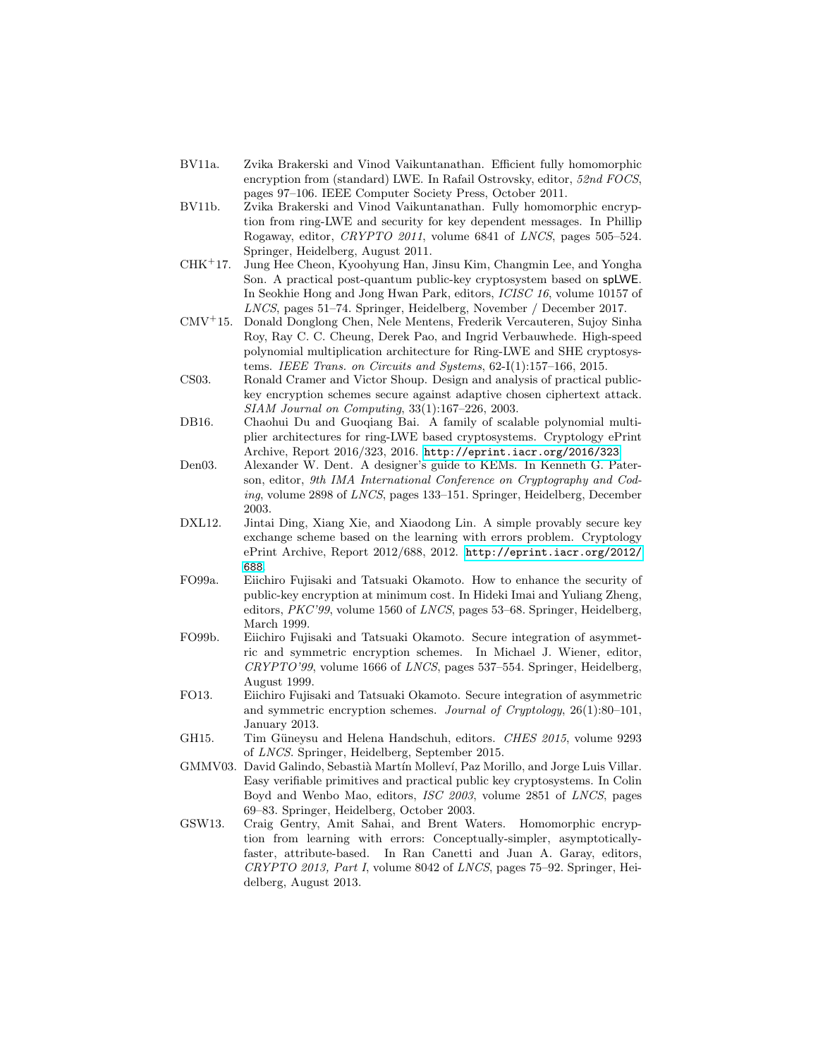BV11a. Zvika Brakerski and Vinod Vaikuntanathan. Efficient fully homomorphic encryption from (standard) LWE. In Rafail Ostrovsky, editor, *52nd FOCS*, pages 97–106. IEEE Computer Society Press, October 2011.

BV11b. Zvika Brakerski and Vinod Vaikuntanathan. Fully homomorphic encryption from ring-LWE and security for key dependent messages. In Phillip Rogaway, editor, *CRYPTO 2011*, volume 6841 of *LNCS*, pages 505–524. Springer, Heidelberg, August 2011.

CHK[+]17. Jung Hee Cheon, Kyoohyung Han, Jinsu Kim, Changmin Lee, and Yongha Son. A practical post-quantum public-key cryptosystem based on spLWE. In Seokhie Hong and Jong Hwan Park, editors, *ICISC 16*, volume 10157 of *LNCS*, pages 51–74. Springer, Heidelberg, November / December 2017.

CMV[+]15. Donald Donglong Chen, Nele Mentens, Frederik Vercauteren, Sujoy Sinha Roy, Ray C. C. Cheung, Derek Pao, and Ingrid Verbauwhede. High-speed polynomial multiplication architecture for Ring-LWE and SHE cryptosystems. *IEEE Trans. on Circuits and Systems*, 62-I(1):157–166, 2015.

CS03. Ronald Cramer and Victor Shoup. Design and analysis of practical public-key encryption schemes secure against adaptive chosen ciphertext attack. *SIAM Journal on Computing*, 33(1):167–226, 2003.

DB16. Chaohui Du and Guoqiang Bai. A family of scalable polynomial multiplier architectures for ring-LWE based cryptosystems. Cryptology ePrint Archive, Report 2016/323, 2016. http://eprint.iacr.org/2016/323.

Den03. Alexander W. Dent. A designer's guide to KEMs. In Kenneth G. Paterson, editor, *9th IMA International Conference on Cryptography and Coding*, volume 2898 of *LNCS*, pages 133–151. Springer, Heidelberg, December 2003.

DXL12. Jintai Ding, Xiang Xie, and Xiaodong Lin. A simple provably secure key exchange scheme based on the learning with errors problem. Cryptology ePrint Archive, Report 2012/688, 2012. http://eprint.iacr.org/2012/688.

FO99a. Eiichiro Fujisaki and Tatsuaki Okamoto. How to enhance the security of public-key encryption at minimum cost. In Hideki Imai and Yuliang Zheng, editors, *PKC'99*, volume 1560 of *LNCS*, pages 53–68. Springer, Heidelberg, March 1999.

FO99b. Eiichiro Fujisaki and Tatsuaki Okamoto. Secure integration of asymmetric and symmetric encryption schemes. In Michael J. Wiener, editor, *CRYPTO'99*, volume 1666 of *LNCS*, pages 537–554. Springer, Heidelberg, August 1999.

FO13. Eiichiro Fujisaki and Tatsuaki Okamoto. Secure integration of asymmetric and symmetric encryption schemes. *Journal of Cryptology*, 26(1):80–101, January 2013.

GH15. Tim Güneysu and Helena Handschuh, editors. *CHES 2015*, volume 9293 of *LNCS*. Springer, Heidelberg, September 2015.

GMMV03. David Galindo, Sebastià Martín Molleví, Paz Morillo, and Jorge Luis Villar. Easy verifiable primitives and practical public key cryptosystems. In Colin Boyd and Wenbo Mao, editors, *ISC 2003*, volume 2851 of *LNCS*, pages 69–83. Springer, Heidelberg, October 2003.

GSW13. Craig Gentry, Amit Sahai, and Brent Waters. Homomorphic encryption from learning with errors: Conceptually-simpler, asymptotically-faster, attribute-based. In Ran Canetti and Juan A. Garay, editors, *CRYPTO 2013, Part I*, volume 8042 of *LNCS*, pages 75–92. Springer, Heidelberg, August 2013.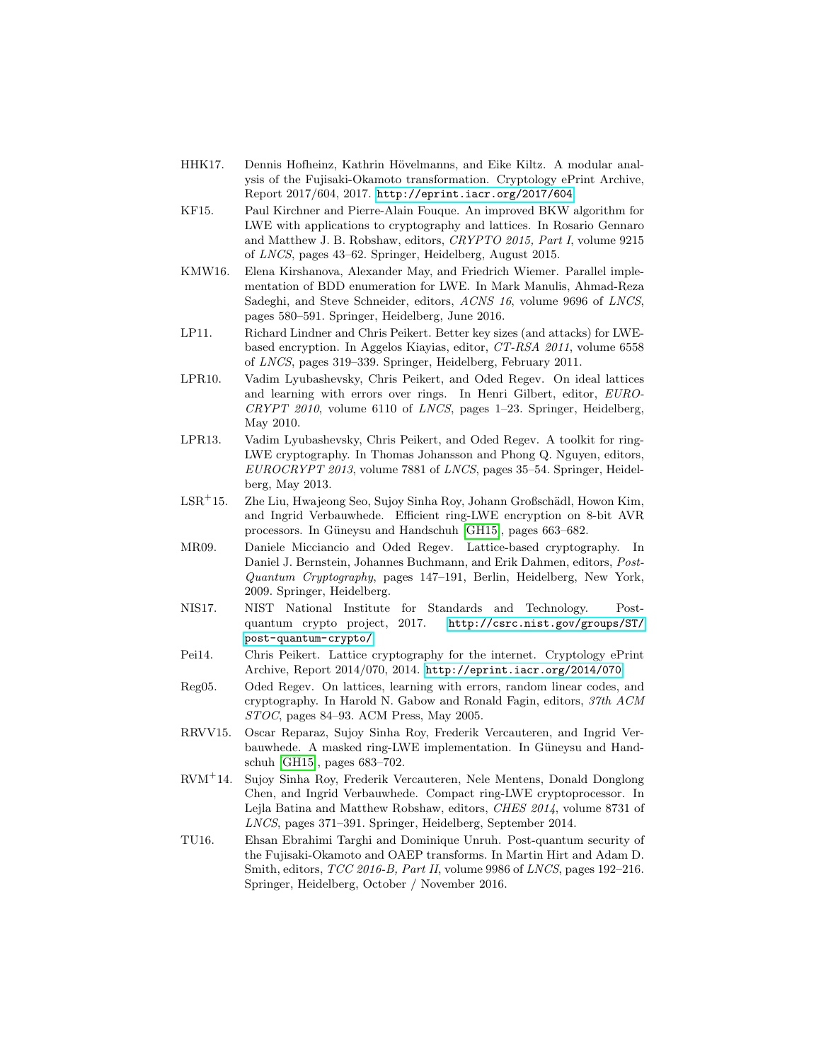HHK17. Dennis Hofheinz, Kathrin Hövelmanns, and Eike Kiltz. A modular analysis of the Fujisaki-Okamoto transformation. Cryptology ePrint Archive, Report 2017/604, 2017. http://eprint.iacr.org/2017/604

KF15. Paul Kirchner and Pierre-Alain Fouque. An improved BKW algorithm for LWE with applications to cryptography and lattices. In Rosario Gennaro and Matthew J. B. Robshaw, editors, *CRYPTO 2015, Part I*, volume 9215 of *LNCS*, pages 43–62. Springer, Heidelberg, August 2015.

KMW16. Elena Kirshanova, Alexander May, and Friedrich Wiemer. Parallel implementation of BDD enumeration for LWE. In Mark Manulis, Ahmad-Reza Sadeghi, and Steve Schneider, editors, *ACNS 16*, volume 9696 of *LNCS*, pages 580–591. Springer, Heidelberg, June 2016.

LP11. Richard Lindner and Chris Peikert. Better key sizes (and attacks) for LWE-based encryption. In Aggelos Kiayias, editor, *CT-RSA 2011*, volume 6558 of *LNCS*, pages 319–339. Springer, Heidelberg, February 2011.

LPR10. Vadim Lyubashevsky, Chris Peikert, and Oded Regev. On ideal lattices and learning with errors over rings. In Henri Gilbert, editor, *EUROCRYPT 2010*, volume 6110 of *LNCS*, pages 1–23. Springer, Heidelberg, May 2010.

LPR13. Vadim Lyubashevsky, Chris Peikert, and Oded Regev. A toolkit for ring-LWE cryptography. In Thomas Johansson and Phong Q. Nguyen, editors, *EUROCRYPT 2013*, volume 7881 of *LNCS*, pages 35–54. Springer, Heidelberg, May 2013.

LSR+15. Zhe Liu, Hwajeong Seo, Sujoy Sinha Roy, Johann Großschädl, Howon Kim, and Ingrid Verbauwhede. Efficient ring-LWE encryption on 8-bit AVR processors. In Güneysu and Handschuh [GH15], pages 663–682.

MR09. Daniele Micciancio and Oded Regev. Lattice-based cryptography. In Daniel J. Bernstein, Johannes Buchmann, and Erik Dahmen, editors, *Post-Quantum Cryptography*, pages 147–191, Berlin, Heidelberg, New York, 2009. Springer, Heidelberg.

NIS17. NIST National Institute for Standards and Technology. Post-quantum crypto project, 2017. http://csrc.nist.gov/groups/ST/post-quantum-crypto/

Pei14. Chris Peikert. Lattice cryptography for the internet. Cryptology ePrint Archive, Report 2014/070, 2014. http://eprint.iacr.org/2014/070

Reg05. Oded Regev. On lattices, learning with errors, random linear codes, and cryptography. In Harold N. Gabow and Ronald Fagin, editors, *37th ACM STOC*, pages 84–93. ACM Press, May 2005.

RRVV15. Oscar Reparaz, Sujoy Sinha Roy, Frederik Vercauteren, and Ingrid Verbauwhede. A masked ring-LWE implementation. In Güneysu and Handschuh [GH15], pages 683–702.

RVM+14. Sujoy Sinha Roy, Frederik Vercauteren, Nele Mentens, Donald Donglong Chen, and Ingrid Verbauwhede. Compact ring-LWE cryptoprocessor. In Lejla Batina and Matthew Robshaw, editors, *CHES 2014*, volume 8731 of *LNCS*, pages 371–391. Springer, Heidelberg, September 2014.

TU16. Ehsan Ebrahimi Targhi and Dominique Unruh. Post-quantum security of the Fujisaki-Okamoto and OAEP transforms. In Martin Hirt and Adam D. Smith, editors, *TCC 2016-B, Part II*, volume 9986 of *LNCS*, pages 192–216. Springer, Heidelberg, October / November 2016.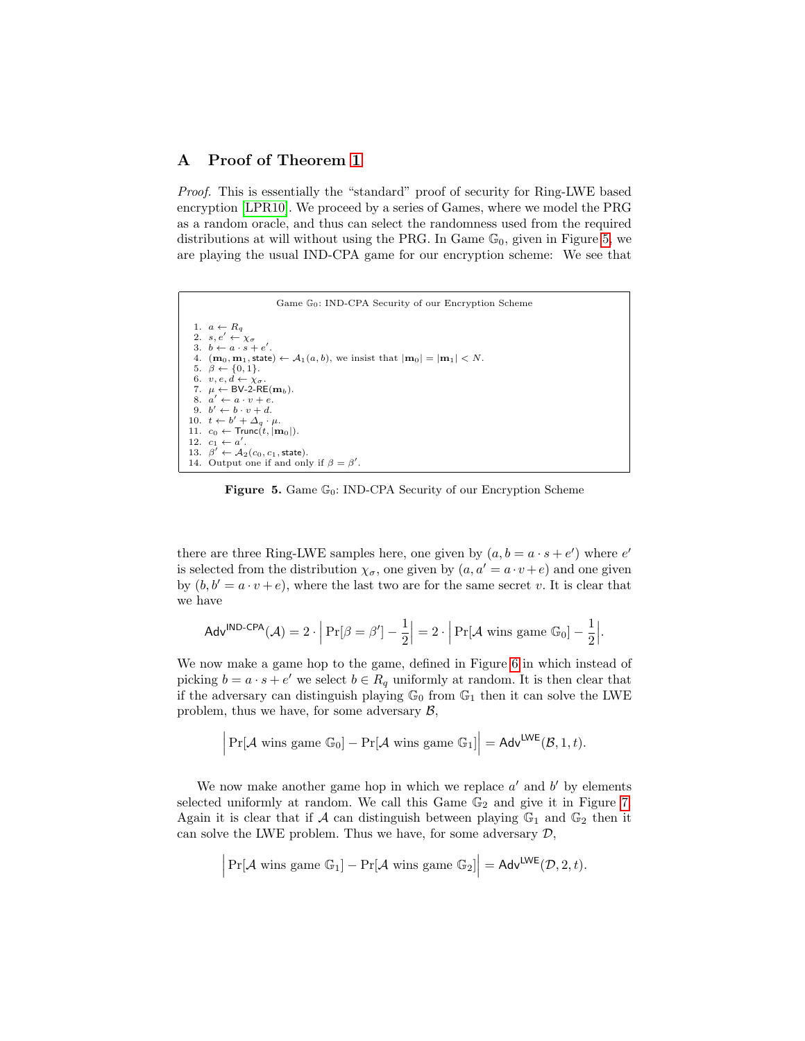## A Proof of Theorem 1

*Proof.* This is essentially the "standard" proof of security for Ring-LWE based encryption [LPR10]. We proceed by a series of Games, where we model the PRG as a random oracle, and thus can select the randomness used from the required distributions at will without using the PRG. In Game $\mathbb{G}_0$, given in Figure 5, we are playing the usual IND-CPA game for our encryption scheme: We see that

Game $\mathbb{G}_0$: IND-CPA Security of our Encryption Scheme

1. $a \leftarrow R_q$
2. $s, e' \leftarrow \chi_\sigma$
3. $b \leftarrow a \cdot s + e'$.
4. $(\mathbf{m}_0, \mathbf{m}_1, \mathsf{state}) \leftarrow \mathcal{A}_1(a, b)$, we insist that $|\mathbf{m}_0| = |\mathbf{m}_1| < N$.
5. $\beta \leftarrow \{0, 1\}$.
6. $v, e, d \leftarrow \chi_\sigma$.
7. $\mu \leftarrow \mathsf{BV\text{-}2\text{-}RE}(\mathbf{m}_b)$.
8. $a' \leftarrow a \cdot v + e$.
9. $b' \leftarrow b \cdot v + d$.
10. $t \leftarrow b' + \Delta_q \cdot \mu$.
11. $c_0 \leftarrow \mathsf{Trunc}(t, |\mathbf{m}_0|)$.
12. $c_1 \leftarrow a'$.
13. $\beta' \leftarrow \mathcal{A}_2(c_0, c_1, \mathsf{state})$.
14. Output one if and only if $\beta = \beta'$.

**Figure 5.** Game $\mathbb{G}_0$: IND-CPA Security of our Encryption Scheme

there are three Ring-LWE samples here, one given by $(a, b = a \cdot s + e')$ where $e'$ is selected from the distribution $\chi_\sigma$, one given by $(a, a' = a \cdot v + e)$ and one given by $(b, b' = a \cdot v + e)$, where the last two are for the same secret $v$. It is clear that we have

$$\mathsf{Adv}^{\mathsf{IND\text{-}CPA}}(\mathcal{A}) = 2 \cdot \left| \Pr[\beta = \beta'] - \frac{1}{2} \right| = 2 \cdot \left| \Pr[\mathcal{A} \text{ wins game } \mathbb{G}_0] - \frac{1}{2} \right|.$$

We now make a game hop to the game, defined in Figure 6 in which instead of picking $b = a \cdot s + e'$ we select $b \in R_q$ uniformly at random. It is then clear that if the adversary can distinguish playing $\mathbb{G}_0$ from $\mathbb{G}_1$ then it can solve the LWE problem, thus we have, for some adversary $\mathcal{B}$,

$$\left| \Pr[\mathcal{A} \text{ wins game } \mathbb{G}_0] - \Pr[\mathcal{A} \text{ wins game } \mathbb{G}_1] \right| = \mathsf{Adv}^{\mathsf{LWE}}(\mathcal{B}, 1, t).$$

We now make another game hop in which we replace $a'$ and $b'$ by elements selected uniformly at random. We call this Game $\mathbb{G}_2$ and give it in Figure 7. Again it is clear that if $\mathcal{A}$ can distinguish between playing $\mathbb{G}_1$ and $\mathbb{G}_2$ then it can solve the LWE problem. Thus we have, for some adversary $\mathcal{D}$,

$$\left| \Pr[\mathcal{A} \text{ wins game } \mathbb{G}_1] - \Pr[\mathcal{A} \text{ wins game } \mathbb{G}_2] \right| = \mathsf{Adv}^{\mathsf{LWE}}(\mathcal{D}, 2, t).$$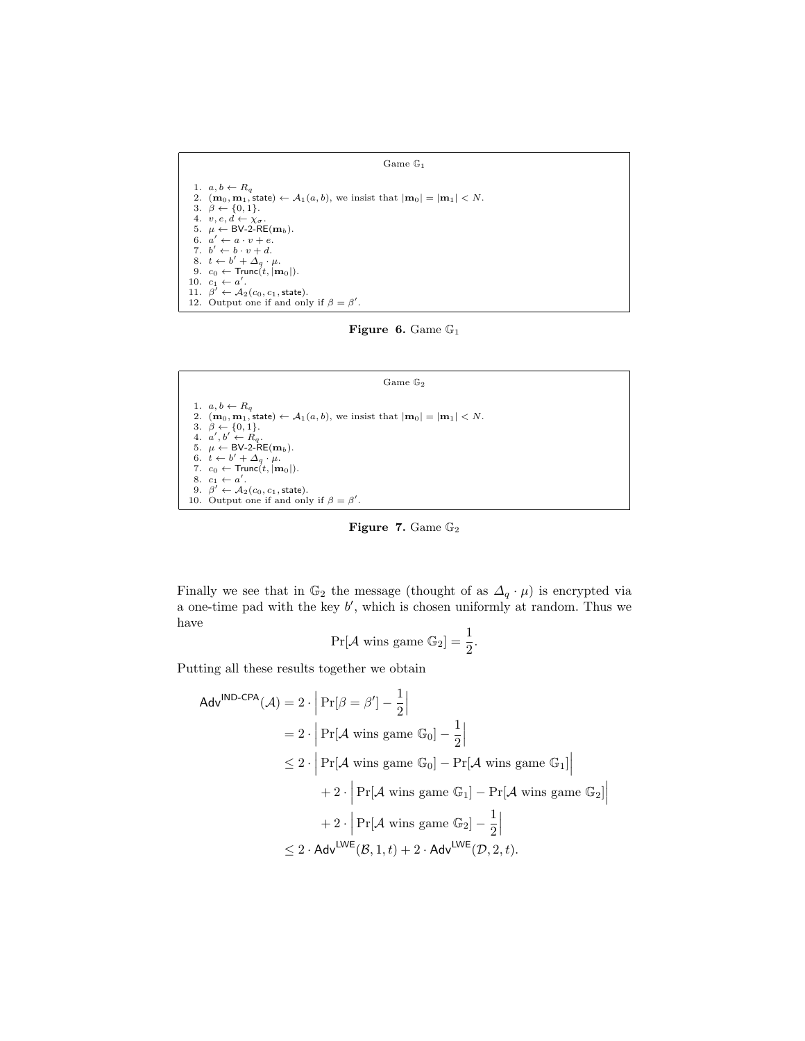**Game $\mathbb{G}_1$**

1. $a, b \leftarrow R_q$
2. $(\mathbf{m}_0, \mathbf{m}_1, \mathsf{state}) \leftarrow \mathcal{A}_1(a, b)$, we insist that $|\mathbf{m}_0| = |\mathbf{m}_1| < N$.
3. $\beta \leftarrow \{0, 1\}$.
4. $v, e, d \leftarrow \chi_\sigma$.
5. $\mu \leftarrow \mathsf{BV\text{-}2\text{-}RE}(\mathbf{m}_b)$.
6. $a' \leftarrow a \cdot v + e$.
7. $b' \leftarrow b \cdot v + d$.
8. $t \leftarrow b' + \Delta_q \cdot \mu$.
9. $c_0 \leftarrow \mathsf{Trunc}(t, |\mathbf{m}_0|)$.
10. $c_1 \leftarrow a'$.
11. $\beta' \leftarrow \mathcal{A}_2(c_0, c_1, \mathsf{state})$.
12. Output one if and only if $\beta = \beta'$.

**Figure 6.** Game $\mathbb{G}_1$

**Game $\mathbb{G}_2$**

1. $a, b \leftarrow R_q$
2. $(\mathbf{m}_0, \mathbf{m}_1, \mathsf{state}) \leftarrow \mathcal{A}_1(a, b)$, we insist that $|\mathbf{m}_0| = |\mathbf{m}_1| < N$.
3. $\beta \leftarrow \{0, 1\}$.
4. $a', b' \leftarrow R_q$.
5. $\mu \leftarrow \mathsf{BV\text{-}2\text{-}RE}(\mathbf{m}_b)$.
6. $t \leftarrow b' + \Delta_q \cdot \mu$.
7. $c_0 \leftarrow \mathsf{Trunc}(t, |\mathbf{m}_0|)$.
8. $c_1 \leftarrow a'$.
9. $\beta' \leftarrow \mathcal{A}_2(c_0, c_1, \mathsf{state})$.
10. Output one if and only if $\beta = \beta'$.

**Figure 7.** Game $\mathbb{G}_2$

Finally we see that in $\mathbb{G}_2$ the message (thought of as $\Delta_q \cdot \mu$) is encrypted via a one-time pad with the key $b'$, which is chosen uniformly at random. Thus we have

$$\Pr[\mathcal{A} \text{ wins game } \mathbb{G}_2] = \frac{1}{2}.$$

Putting all these results together we obtain

$$\begin{aligned}
\mathsf{Adv}^{\mathsf{IND\text{-}CPA}}(\mathcal{A}) &= 2 \cdot \left| \Pr[\beta = \beta'] - \frac{1}{2} \right| \\
&= 2 \cdot \left| \Pr[\mathcal{A} \text{ wins game } \mathbb{G}_0] - \frac{1}{2} \right| \\
&\leq 2 \cdot \left| \Pr[\mathcal{A} \text{ wins game } \mathbb{G}_0] - \Pr[\mathcal{A} \text{ wins game } \mathbb{G}_1] \right| \\
&\quad + 2 \cdot \left| \Pr[\mathcal{A} \text{ wins game } \mathbb{G}_1] - \Pr[\mathcal{A} \text{ wins game } \mathbb{G}_2] \right| \\
&\quad + 2 \cdot \left| \Pr[\mathcal{A} \text{ wins game } \mathbb{G}_2] - \frac{1}{2} \right| \\
&\leq 2 \cdot \mathsf{Adv}^{\mathsf{LWE}}(\mathcal{B}, 1, t) + 2 \cdot \mathsf{Adv}^{\mathsf{LWE}}(\mathcal{D}, 2, t).
\end{aligned}$$